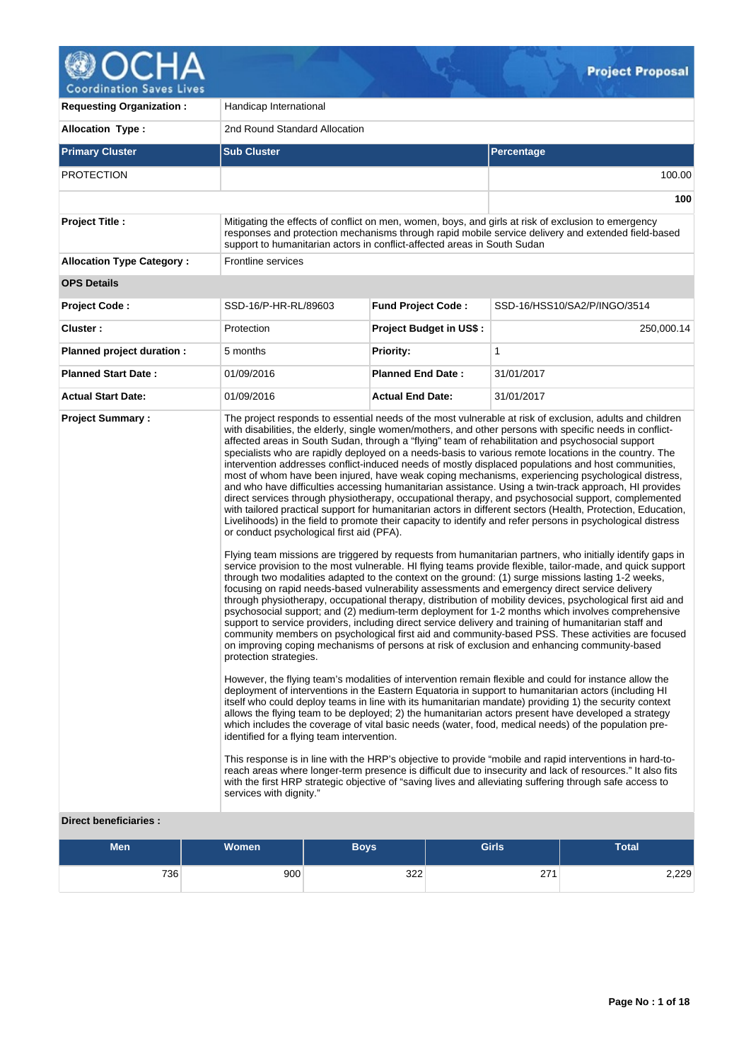# Project Proposal

| | | | |
|---|---|---|---|
| **Requesting Organization :** | Handicap International | | |
| **Allocation Type :** | 2nd Round Standard Allocation | | |

| Primary Cluster | Sub Cluster | Percentage |
|---|---|---|
| PROTECTION | | 100.00 |
| | | **100** |

| | |
|---|---|
| **Project Title :** | Mitigating the effects of conflict on men, women, boys, and girls at risk of exclusion to emergency responses and protection mechanisms through rapid mobile service delivery and extended field-based support to humanitarian actors in conflict-affected areas in South Sudan |
| **Allocation Type Category :** | Frontline services |

**OPS Details**

| | | | |
|---|---|---|---|
| **Project Code :** | SSD-16/P-HR-RL/89603 | **Fund Project Code :** | SSD-16/HSS10/SA2/P/INGO/3514 |
| **Cluster :** | Protection | **Project Budget in US$ :** | 250,000.14 |
| **Planned project duration :** | 5 months | **Priority:** | 1 |
| **Planned Start Date :** | 01/09/2016 | **Planned End Date :** | 31/01/2017 |
| **Actual Start Date:** | 01/09/2016 | **Actual End Date:** | 31/01/2017 |

**Project Summary :**

The project responds to essential needs of the most vulnerable at risk of exclusion, adults and children with disabilities, the elderly, single women/mothers, and other persons with specific needs in conflict-affected areas in South Sudan, through a "flying" team of rehabilitation and psychosocial support specialists who are rapidly deployed on a needs-basis to various remote locations in the country. The intervention addresses conflict-induced needs of mostly displaced populations and host communities, most of whom have been injured, have weak coping mechanisms, experiencing psychological distress, and who have difficulties accessing humanitarian assistance. Using a twin-track approach, HI provides direct services through physiotherapy, occupational therapy, and psychosocial support, complemented with tailored practical support for humanitarian actors in different sectors (Health, Protection, Education, Livelihoods) in the field to promote their capacity to identify and refer persons in psychological distress or conduct psychological first aid (PFA).

Flying team missions are triggered by requests from humanitarian partners, who initially identify gaps in service provision to the most vulnerable. HI flying teams provide flexible, tailor-made, and quick support through two modalities adapted to the context on the ground: (1) surge missions lasting 1-2 weeks, focusing on rapid needs-based vulnerability assessments and emergency direct service delivery through physiotherapy, occupational therapy, distribution of mobility devices, psychological first aid and psychosocial support; and (2) medium-term deployment for 1-2 months which involves comprehensive support to service providers, including direct service delivery and training of humanitarian staff and community members on psychological first aid and community-based PSS. These activities are focused on improving coping mechanisms of persons at risk of exclusion and enhancing community-based protection strategies.

However, the flying team's modalities of intervention remain flexible and could for instance allow the deployment of interventions in the Eastern Equatoria in support to humanitarian actors (including HI itself who could deploy teams in line with its humanitarian mandate) providing 1) the security context allows the flying team to be deployed; 2) the humanitarian actors present have developed a strategy which includes the coverage of vital basic needs (water, food, medical needs) of the population pre-identified for a flying team intervention.

This response is in line with the HRP's objective to provide "mobile and rapid interventions in hard-to-reach areas where longer-term presence is difficult due to insecurity and lack of resources." It also fits with the first HRP strategic objective of "saving lives and alleviating suffering through safe access to services with dignity."

**Direct beneficiaries :**

| Men | Women | Boys | Girls | Total |
|---|---|---|---|---|
| 736 | 900 | 322 | 271 | 2,229 |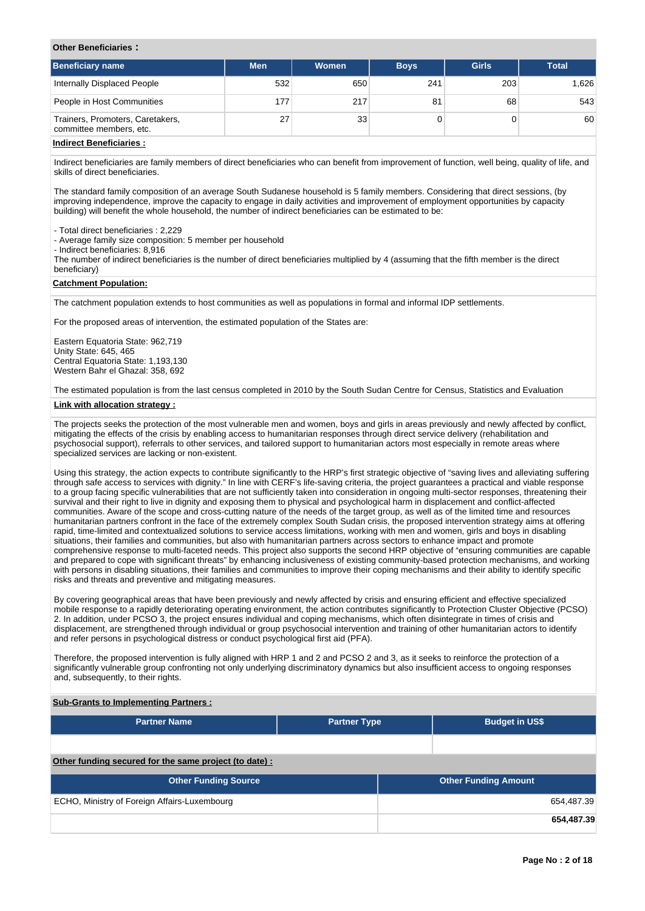**Other Beneficiaries :**

| Beneficiary name | Men | Women | Boys | Girls | Total |
|---|---|---|---|---|---|
| Internally Displaced People | 532 | 650 | 241 | 203 | 1,626 |
| People in Host Communities | 177 | 217 | 81 | 68 | 543 |
| Trainers, Promoters, Caretakers, committee members, etc. | 27 | 33 | 0 | 0 | 60 |

**Indirect Beneficiaries :**

Indirect beneficiaries are family members of direct beneficiaries who can benefit from improvement of function, well being, quality of life, and skills of direct beneficiaries.

The standard family composition of an average South Sudanese household is 5 family members. Considering that direct sessions, (by improving independence, improve the capacity to engage in daily activities and improvement of employment opportunities by capacity building) will benefit the whole household, the number of indirect beneficiaries can be estimated to be:

- Total direct beneficiaries : 2,229
- Average family size composition: 5 member per household
- Indirect beneficiaries: 8,916

The number of indirect beneficiaries is the number of direct beneficiaries multiplied by 4 (assuming that the fifth member is the direct beneficiary)

**Catchment Population:**

The catchment population extends to host communities as well as populations in formal and informal IDP settlements.

For the proposed areas of intervention, the estimated population of the States are:

Eastern Equatoria State: 962,719
Unity State: 645, 465
Central Equatoria State: 1,193,130
Western Bahr el Ghazal: 358, 692

The estimated population is from the last census completed in 2010 by the South Sudan Centre for Census, Statistics and Evaluation

**Link with allocation strategy :**

The projects seeks the protection of the most vulnerable men and women, boys and girls in areas previously and newly affected by conflict, mitigating the effects of the crisis by enabling access to humanitarian responses through direct service delivery (rehabilitation and psychosocial support), referrals to other services, and tailored support to humanitarian actors most especially in remote areas where specialized services are lacking or non-existent.

Using this strategy, the action expects to contribute significantly to the HRP's first strategic objective of "saving lives and alleviating suffering through safe access to services with dignity." In line with CERF's life-saving criteria, the project guarantees a practical and viable response to a group facing specific vulnerabilities that are not sufficiently taken into consideration in ongoing multi-sector responses, threatening their survival and their right to live in dignity and exposing them to physical and psychological harm in displacement and conflict-affected communities. Aware of the scope and cross-cutting nature of the needs of the target group, as well as of the limited time and resources humanitarian partners confront in the face of the extremely complex South Sudan crisis, the proposed intervention strategy aims at offering rapid, time-limited and contextualized solutions to service access limitations, working with men and women, girls and boys in disabling situations, their families and communities, but also with humanitarian partners across sectors to enhance impact and promote comprehensive response to multi-faceted needs. This project also supports the second HRP objective of "ensuring communities are capable and prepared to cope with significant threats" by enhancing inclusiveness of existing community-based protection mechanisms, and working with persons in disabling situations, their families and communities to improve their coping mechanisms and their ability to identify specific risks and threats and preventive and mitigating measures.

By covering geographical areas that have been previously and newly affected by crisis and ensuring efficient and effective specialized mobile response to a rapidly deteriorating operating environment, the action contributes significantly to Protection Cluster Objective (PCSO) 2. In addition, under PCSO 3, the project ensures individual and coping mechanisms, which often disintegrate in times of crisis and displacement, are strengthened through individual or group psychosocial intervention and training of other humanitarian actors to identify and refer persons in psychological distress or conduct psychological first aid (PFA).

Therefore, the proposed intervention is fully aligned with HRP 1 and 2 and PCSO 2 and 3, as it seeks to reinforce the protection of a significantly vulnerable group confronting not only underlying discriminatory dynamics but also insufficient access to ongoing responses and, subsequently, to their rights.

**Sub-Grants to Implementing Partners :**

| Partner Name | Partner Type | Budget in US$ |
|---|---|---|
| | | |

**Other funding secured for the same project (to date) :**

| Other Funding Source | Other Funding Amount |
|---|---|
| ECHO, Ministry of Foreign Affairs-Luxembourg | 654,487.39 |
| | **654,487.39** |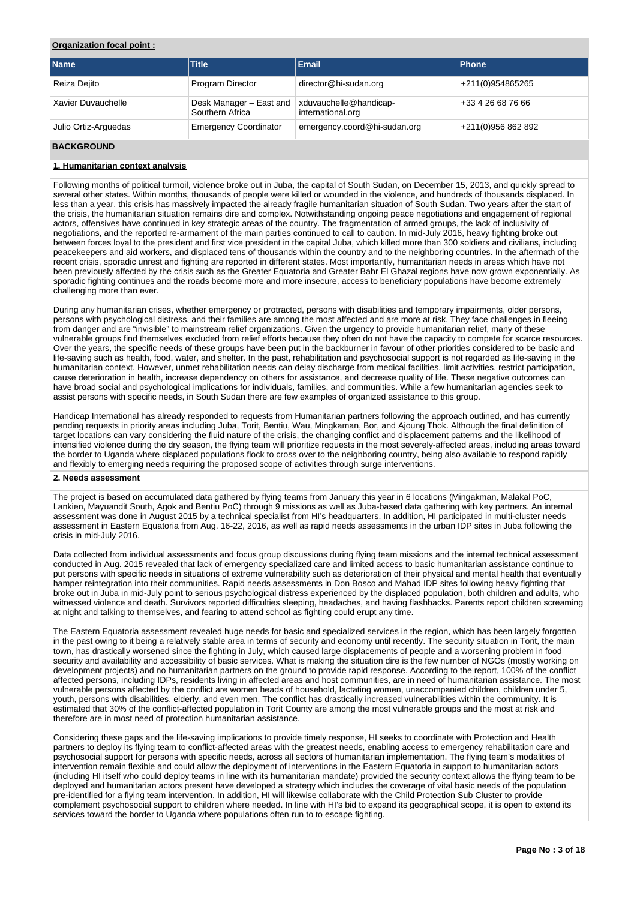**Organization focal point :**

| Name | Title | Email | Phone |
|---|---|---|---|
| Reiza Dejito | Program Director | director@hi-sudan.org | +211(0)954865265 |
| Xavier Duvauchelle | Desk Manager – East and Southern Africa | xduvauchelle@handicap-international.org | +33 4 26 68 76 66 |
| Julio Ortiz-Arguedas | Emergency Coordinator | emergency.coord@hi-sudan.org | +211(0)956 862 892 |

## BACKGROUND

### 1. Humanitarian context analysis

Following months of political turmoil, violence broke out in Juba, the capital of South Sudan, on December 15, 2013, and quickly spread to several other states. Within months, thousands of people were killed or wounded in the violence, and hundreds of thousands displaced. In less than a year, this crisis has massively impacted the already fragile humanitarian situation of South Sudan. Two years after the start of the crisis, the humanitarian situation remains dire and complex. Notwithstanding ongoing peace negotiations and engagement of regional actors, offensives have continued in key strategic areas of the country. The fragmentation of armed groups, the lack of inclusivity of negotiations, and the reported re-armament of the main parties continued to call to caution. In mid-July 2016, heavy fighting broke out between forces loyal to the president and first vice president in the capital Juba, which killed more than 300 soldiers and civilians, including peacekeepers and aid workers, and displaced tens of thousands within the country and to the neighboring countries. In the aftermath of the recent crisis, sporadic unrest and fighting are reported in different states. Most importantly, humanitarian needs in areas which have not been previously affected by the crisis such as the Greater Equatoria and Greater Bahr El Ghazal regions have now grown exponentially. As sporadic fighting continues and the roads become more and more insecure, access to beneficiary populations have become extremely challenging more than ever.

During any humanitarian crises, whether emergency or protracted, persons with disabilities and temporary impairments, older persons, persons with psychological distress, and their families are among the most affected and are more at risk. They face challenges in fleeing from danger and are "invisible" to mainstream relief organizations. Given the urgency to provide humanitarian relief, many of these vulnerable groups find themselves excluded from relief efforts because they often do not have the capacity to compete for scarce resources. Over the years, the specific needs of these groups have been put in the backburner in favour of other priorities considered to be basic and life-saving such as health, food, water, and shelter. In the past, rehabilitation and psychosocial support is not regarded as life-saving in the humanitarian context. However, unmet rehabilitation needs can delay discharge from medical facilities, limit activities, restrict participation, cause deterioration in health, increase dependency on others for assistance, and decrease quality of life. These negative outcomes can have broad social and psychological implications for individuals, families, and communities. While a few humanitarian agencies seek to assist persons with specific needs, in South Sudan there are few examples of organized assistance to this group.

Handicap International has already responded to requests from Humanitarian partners following the approach outlined, and has currently pending requests in priority areas including Juba, Torit, Bentiu, Wau, Mingkaman, Bor, and Ajoung Thok. Although the final definition of target locations can vary considering the fluid nature of the crisis, the changing conflict and displacement patterns and the likelihood of intensified violence during the dry season, the flying team will prioritize requests in the most severely-affected areas, including areas toward the border to Uganda where displaced populations flock to cross over to the neighboring country, being also available to respond rapidly and flexibly to emerging needs requiring the proposed scope of activities through surge interventions.

### 2. Needs assessment

The project is based on accumulated data gathered by flying teams from January this year in 6 locations (Mingakman, Malakal PoC, Lankien, Mayuandit South, Agok and Bentiu PoC) through 9 missions as well as Juba-based data gathering with key partners. An internal assessment was done in August 2015 by a technical specialist from HI's headquarters. In addition, HI participated in multi-cluster needs assessment in Eastern Equatoria from Aug. 16-22, 2016, as well as rapid needs assessments in the urban IDP sites in Juba following the crisis in mid-July 2016.

Data collected from individual assessments and focus group discussions during flying team missions and the internal technical assessment conducted in Aug. 2015 revealed that lack of emergency specialized care and limited access to basic humanitarian assistance continue to put persons with specific needs in situations of extreme vulnerability such as deterioration of their physical and mental health that eventually hamper reintegration into their communities. Rapid needs assessments in Don Bosco and Mahad IDP sites following heavy fighting that broke out in Juba in mid-July point to serious psychological distress experienced by the displaced population, both children and adults, who witnessed violence and death. Survivors reported difficulties sleeping, headaches, and having flashbacks. Parents report children screaming at night and talking to themselves, and fearing to attend school as fighting could erupt any time.

The Eastern Equatoria assessment revealed huge needs for basic and specialized services in the region, which has been largely forgotten in the past owing to it being a relatively stable area in terms of security and economy until recently. The security situation in Torit, the main town, has drastically worsened since the fighting in July, which caused large displacements of people and a worsening problem in food security and availability and accessibility of basic services. What is making the situation dire is the few number of NGOs (mostly working on development projects) and no humanitarian partners on the ground to provide rapid response. According to the report, 100% of the conflict affected persons, including IDPs, residents living in affected areas and host communities, are in need of humanitarian assistance. The most vulnerable persons affected by the conflict are women heads of household, lactating women, unaccompanied children, children under 5, youth, persons with disabilities, elderly, and even men. The conflict has drastically increased vulnerabilities within the community. It is estimated that 30% of the conflict-affected population in Torit County are among the most vulnerable groups and the most at risk and therefore are in most need of protection humanitarian assistance.

Considering these gaps and the life-saving implications to provide timely response, HI seeks to coordinate with Protection and Health partners to deploy its flying team to conflict-affected areas with the greatest needs, enabling access to emergency rehabilitation care and psychosocial support for persons with specific needs, across all sectors of humanitarian implementation. The flying team's modalities of intervention remain flexible and could allow the deployment of interventions in the Eastern Equatoria in support to humanitarian actors (including HI itself who could deploy teams in line with its humanitarian mandate) provided the security context allows the flying team to be deployed and humanitarian actors present have developed a strategy which includes the coverage of vital basic needs of the population pre-identified for a flying team intervention. In addition, HI will likewise collaborate with the Child Protection Sub Cluster to provide complement psychosocial support to children where needed. In line with HI's bid to expand its geographical scope, it is open to extend its services toward the border to Uganda where populations often run to to escape fighting.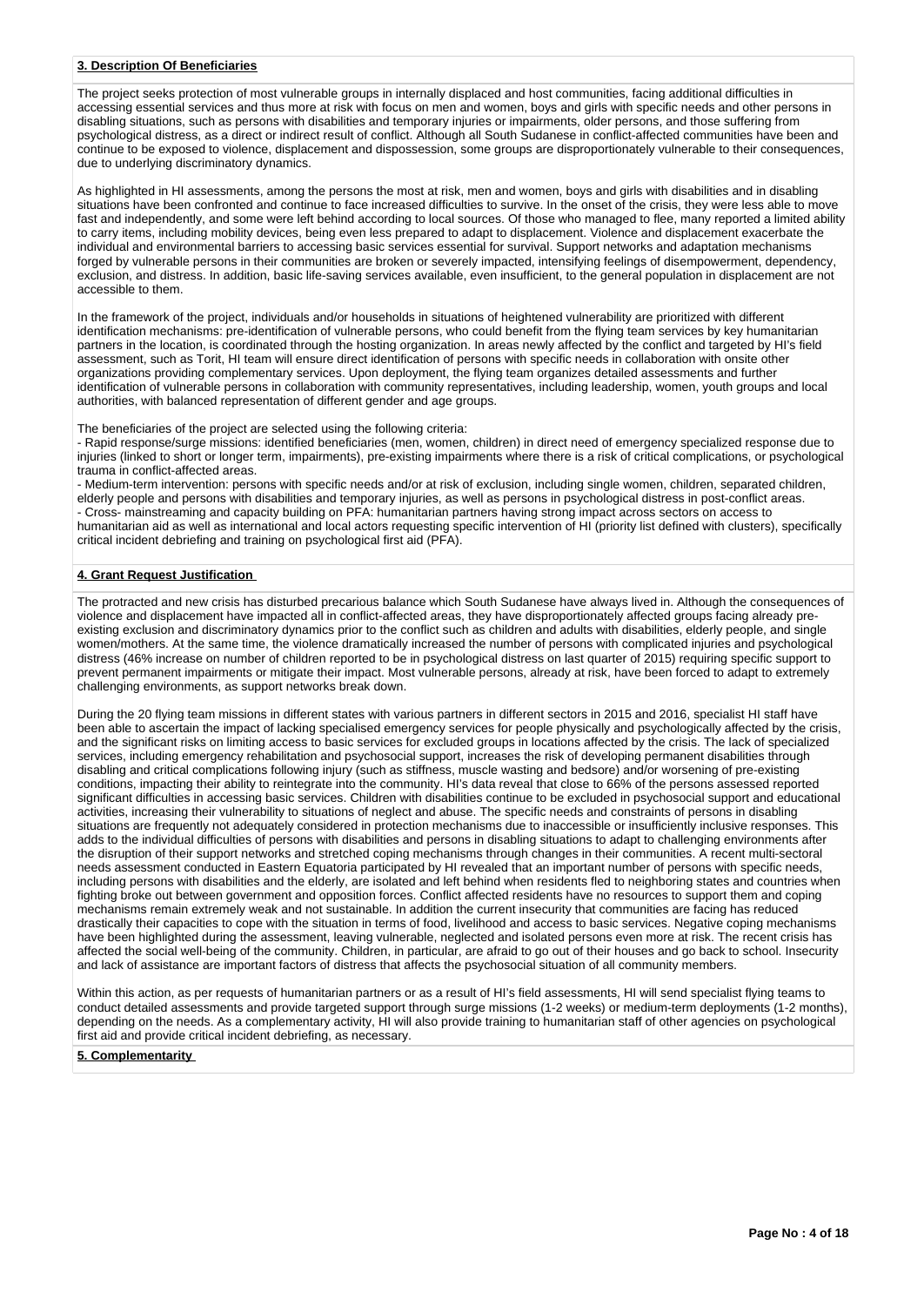**3. Description Of Beneficiaries**

The project seeks protection of most vulnerable groups in internally displaced and host communities, facing additional difficulties in accessing essential services and thus more at risk with focus on men and women, boys and girls with specific needs and other persons in disabling situations, such as persons with disabilities and temporary injuries or impairments, older persons, and those suffering from psychological distress, as a direct or indirect result of conflict. Although all South Sudanese in conflict-affected communities have been and continue to be exposed to violence, displacement and dispossession, some groups are disproportionately vulnerable to their consequences, due to underlying discriminatory dynamics.

As highlighted in HI assessments, among the persons the most at risk, men and women, boys and girls with disabilities and in disabling situations have been confronted and continue to face increased difficulties to survive. In the onset of the crisis, they were less able to move fast and independently, and some were left behind according to local sources. Of those who managed to flee, many reported a limited ability to carry items, including mobility devices, being even less prepared to adapt to displacement. Violence and displacement exacerbate the individual and environmental barriers to accessing basic services essential for survival. Support networks and adaptation mechanisms forged by vulnerable persons in their communities are broken or severely impacted, intensifying feelings of disempowerment, dependency, exclusion, and distress. In addition, basic life-saving services available, even insufficient, to the general population in displacement are not accessible to them.

In the framework of the project, individuals and/or households in situations of heightened vulnerability are prioritized with different identification mechanisms: pre-identification of vulnerable persons, who could benefit from the flying team services by key humanitarian partners in the location, is coordinated through the hosting organization. In areas newly affected by the conflict and targeted by HI's field assessment, such as Torit, HI team will ensure direct identification of persons with specific needs in collaboration with onsite other organizations providing complementary services. Upon deployment, the flying team organizes detailed assessments and further identification of vulnerable persons in collaboration with community representatives, including leadership, women, youth groups and local authorities, with balanced representation of different gender and age groups.

The beneficiaries of the project are selected using the following criteria:
- Rapid response/surge missions: identified beneficiaries (men, women, children) in direct need of emergency specialized response due to injuries (linked to short or longer term, impairments), pre-existing impairments where there is a risk of critical complications, or psychological trauma in conflict-affected areas.
- Medium-term intervention: persons with specific needs and/or at risk of exclusion, including single women, children, separated children, elderly people and persons with disabilities and temporary injuries, as well as persons in psychological distress in post-conflict areas.
- Cross- mainstreaming and capacity building on PFA: humanitarian partners having strong impact across sectors on access to humanitarian aid as well as international and local actors requesting specific intervention of HI (priority list defined with clusters), specifically critical incident debriefing and training on psychological first aid (PFA).

**4. Grant Request Justification**

The protracted and new crisis has disturbed precarious balance which South Sudanese have always lived in. Although the consequences of violence and displacement have impacted all in conflict-affected areas, they have disproportionately affected groups facing already pre-existing exclusion and discriminatory dynamics prior to the conflict such as children and adults with disabilities, elderly people, and single women/mothers. At the same time, the violence dramatically increased the number of persons with complicated injuries and psychological distress (46% increase on number of children reported to be in psychological distress on last quarter of 2015) requiring specific support to prevent permanent impairments or mitigate their impact. Most vulnerable persons, already at risk, have been forced to adapt to extremely challenging environments, as support networks break down.

During the 20 flying team missions in different states with various partners in different sectors in 2015 and 2016, specialist HI staff have been able to ascertain the impact of lacking specialised emergency services for people physically and psychologically affected by the crisis, and the significant risks on limiting access to basic services for excluded groups in locations affected by the crisis. The lack of specialized services, including emergency rehabilitation and psychosocial support, increases the risk of developing permanent disabilities through disabling and critical complications following injury (such as stiffness, muscle wasting and bedsore) and/or worsening of pre-existing conditions, impacting their ability to reintegrate into the community. HI's data reveal that close to 66% of the persons assessed reported significant difficulties in accessing basic services. Children with disabilities continue to be excluded in psychosocial support and educational activities, increasing their vulnerability to situations of neglect and abuse. The specific needs and constraints of persons in disabling situations are frequently not adequately considered in protection mechanisms due to inaccessible or insufficiently inclusive responses. This adds to the individual difficulties of persons with disabilities and persons in disabling situations to adapt to challenging environments after the disruption of their support networks and stretched coping mechanisms through changes in their communities. A recent multi-sectoral needs assessment conducted in Eastern Equatoria participated by HI revealed that an important number of persons with specific needs, including persons with disabilities and the elderly, are isolated and left behind when residents fled to neighboring states and countries when fighting broke out between government and opposition forces. Conflict affected residents have no resources to support them and coping mechanisms remain extremely weak and not sustainable. In addition the current insecurity that communities are facing has reduced drastically their capacities to cope with the situation in terms of food, livelihood and access to basic services. Negative coping mechanisms have been highlighted during the assessment, leaving vulnerable, neglected and isolated persons even more at risk. The recent crisis has affected the social well-being of the community. Children, in particular, are afraid to go out of their houses and go back to school. Insecurity and lack of assistance are important factors of distress that affects the psychosocial situation of all community members.

Within this action, as per requests of humanitarian partners or as a result of HI's field assessments, HI will send specialist flying teams to conduct detailed assessments and provide targeted support through surge missions (1-2 weeks) or medium-term deployments (1-2 months), depending on the needs. As a complementary activity, HI will also provide training to humanitarian staff of other agencies on psychological first aid and provide critical incident debriefing, as necessary.

**5. Complementarity**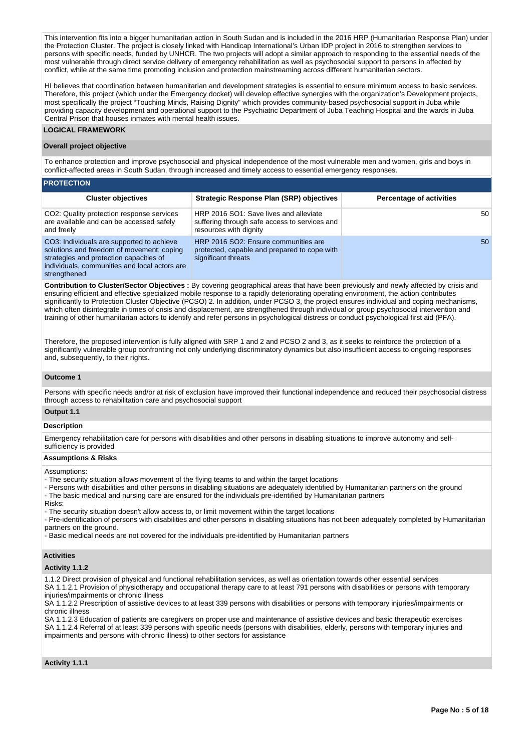This intervention fits into a bigger humanitarian action in South Sudan and is included in the 2016 HRP (Humanitarian Response Plan) under the Protection Cluster. The project is closely linked with Handicap International's Urban IDP project in 2016 to strengthen services to persons with specific needs, funded by UNHCR. The two projects will adopt a similar approach to responding to the essential needs of the most vulnerable through direct service delivery of emergency rehabilitation as well as psychosocial support to persons in affected by conflict, while at the same time promoting inclusion and protection mainstreaming across different humanitarian sectors.

HI believes that coordination between humanitarian and development strategies is essential to ensure minimum access to basic services. Therefore, this project (which under the Emergency docket) will develop effective synergies with the organization's Development projects, most specifically the project "Touching Minds, Raising Dignity" which provides community-based psychosocial support in Juba while providing capacity development and operational support to the Psychiatric Department of Juba Teaching Hospital and the wards in Juba Central Prison that houses inmates with mental health issues.

## LOGICAL FRAMEWORK

### Overall project objective

To enhance protection and improve psychosocial and physical independence of the most vulnerable men and women, girls and boys in conflict-affected areas in South Sudan, through increased and timely access to essential emergency responses.

### PROTECTION

| Cluster objectives | Strategic Response Plan (SRP) objectives | Percentage of activities |
|---|---|---|
| CO2: Quality protection response services are available and can be accessed safely and freely | HRP 2016 SO1: Save lives and alleviate suffering through safe access to services and resources with dignity | 50 |
| CO3: Individuals are supported to achieve solutions and freedom of movement; coping strategies and protection capacities of individuals, communities and local actors are strengthened | HRP 2016 SO2: Ensure communities are protected, capable and prepared to cope with significant threats | 50 |

**Contribution to Cluster/Sector Objectives :** By covering geographical areas that have been previously and newly affected by crisis and ensuring efficient and effective specialized mobile response to a rapidly deteriorating operating environment, the action contributes significantly to Protection Cluster Objective (PCSO) 2. In addition, under PCSO 3, the project ensures individual and coping mechanisms, which often disintegrate in times of crisis and displacement, are strengthened through individual or group psychosocial intervention and training of other humanitarian actors to identify and refer persons in psychological distress or conduct psychological first aid (PFA).

Therefore, the proposed intervention is fully aligned with SRP 1 and 2 and PCSO 2 and 3, as it seeks to reinforce the protection of a significantly vulnerable group confronting not only underlying discriminatory dynamics but also insufficient access to ongoing responses and, subsequently, to their rights.

### Outcome 1

Persons with specific needs and/or at risk of exclusion have improved their functional independence and reduced their psychosocial distress through access to rehabilitation care and psychosocial support

### Output 1.1

#### Description

Emergency rehabilitation care for persons with disabilities and other persons in disabling situations to improve autonomy and self-sufficiency is provided

#### Assumptions & Risks

Assumptions:
- The security situation allows movement of the flying teams to and within the target locations
- Persons with disabilities and other persons in disabling situations are adequately identified by Humanitarian partners on the ground
- The basic medical and nursing care are ensured for the individuals pre-identified by Humanitarian partners

Risks:
- The security situation doesn't allow access to, or limit movement within the target locations
- Pre-identification of persons with disabilities and other persons in disabling situations has not been adequately completed by Humanitarian partners on the ground.
- Basic medical needs are not covered for the individuals pre-identified by Humanitarian partners

#### Activities

##### Activity 1.1.2

1.1.2 Direct provision of physical and functional rehabilitation services, as well as orientation towards other essential services
SA 1.1.2.1 Provision of physiotherapy and occupational therapy care to at least 791 persons with disabilities or persons with temporary injuries/impairments or chronic illness
SA 1.1.2.2 Prescription of assistive devices to at least 339 persons with disabilities or persons with temporary injuries/impairments or chronic illness
SA 1.1.2.3 Education of patients are caregivers on proper use and maintenance of assistive devices and basic therapeutic exercises
SA 1.1.2.4 Referral of at least 339 persons with specific needs (persons with disabilities, elderly, persons with temporary injuries and impairments and persons with chronic illness) to other sectors for assistance

##### Activity 1.1.1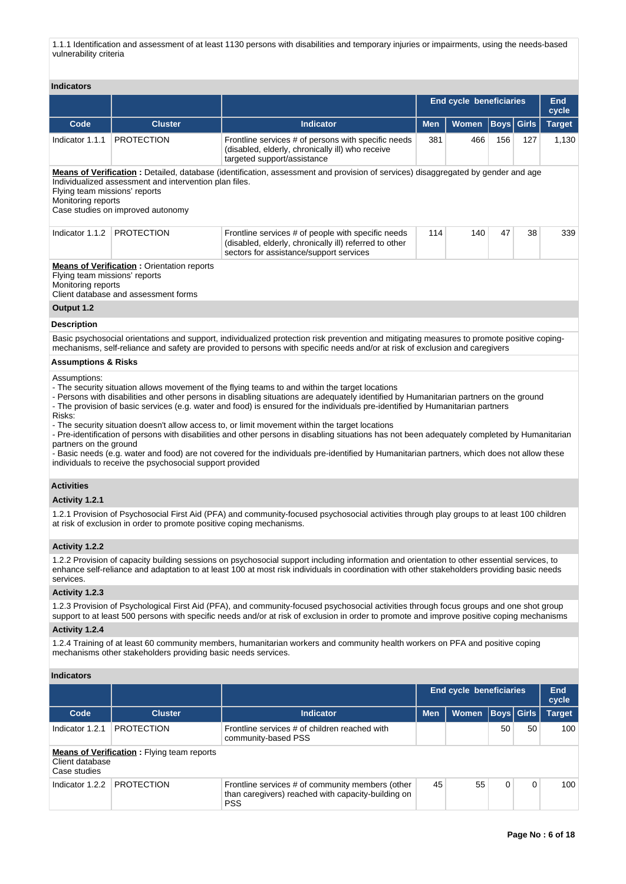1.1.1 Identification and assessment of at least 1130 persons with disabilities and temporary injuries or impairments, using the needs-based vulnerability criteria

### Indicators

| | | | End cycle beneficiaries | | | | End cycle |
|---|---|---|---|---|---|---|---|
| **Code** | **Cluster** | **Indicator** | **Men** | **Women** | **Boys** | **Girls** | **Target** |
| Indicator 1.1.1 | PROTECTION | Frontline services # of persons with specific needs (disabled, elderly, chronically ill) who receive targeted support/assistance | 381 | 466 | 156 | 127 | 1,130 |

**Means of Verification :** Detailed, database (identification, assessment and provision of services) disaggregated by gender and age
Individualized assessment and intervention plan files.
Flying team missions' reports
Monitoring reports
Case studies on improved autonomy

| | | | | | | | |
|---|---|---|---|---|---|---|---|
| Indicator 1.1.2 | PROTECTION | Frontline services # of people with specific needs (disabled, elderly, chronically ill) referred to other sectors for assistance/support services | 114 | 140 | 47 | 38 | 339 |

**Means of Verification :** Orientation reports
Flying team missions' reports
Monitoring reports
Client database and assessment forms

### Output 1.2

**Description**

Basic psychosocial orientations and support, individualized protection risk prevention and mitigating measures to promote positive coping-mechanisms, self-reliance and safety are provided to persons with specific needs and/or at risk of exclusion and caregivers

**Assumptions & Risks**

Assumptions:
- The security situation allows movement of the flying teams to and within the target locations
- Persons with disabilities and other persons in disabling situations are adequately identified by Humanitarian partners on the ground
- The provision of basic services (e.g. water and food) is ensured for the individuals pre-identified by Humanitarian partners

Risks:
- The security situation doesn't allow access to, or limit movement within the target locations
- Pre-identification of persons with disabilities and other persons in disabling situations has not been adequately completed by Humanitarian partners on the ground
- Basic needs (e.g. water and food) are not covered for the individuals pre-identified by Humanitarian partners, which does not allow these individuals to receive the psychosocial support provided

### Activities

**Activity 1.2.1**

1.2.1 Provision of Psychosocial First Aid (PFA) and community-focused psychosocial activities through play groups to at least 100 children at risk of exclusion in order to promote positive coping mechanisms.

**Activity 1.2.2**

1.2.2 Provision of capacity building sessions on psychosocial support including information and orientation to other essential services, to enhance self-reliance and adaptation to at least 100 at most risk individuals in coordination with other stakeholders providing basic needs services.

**Activity 1.2.3**

1.2.3 Provision of Psychological First Aid (PFA), and community-focused psychosocial activities through focus groups and one shot group support to at least 500 persons with specific needs and/or at risk of exclusion in order to promote and improve positive coping mechanisms

**Activity 1.2.4**

1.2.4 Training of at least 60 community members, humanitarian workers and community health workers on PFA and positive coping mechanisms other stakeholders providing basic needs services.

### Indicators

| | | | End cycle beneficiaries | | | | End cycle |
|---|---|---|---|---|---|---|---|
| **Code** | **Cluster** | **Indicator** | **Men** | **Women** | **Boys** | **Girls** | **Target** |
| Indicator 1.2.1 | PROTECTION | Frontline services # of children reached with community-based PSS | | | 50 | 50 | 100 |

**Means of Verification :** Flying team reports
Client database
Case studies

| | | | | | | | |
|---|---|---|---|---|---|---|---|
| Indicator 1.2.2 | PROTECTION | Frontline services # of community members (other than caregivers) reached with capacity-building on PSS | 45 | 55 | 0 | 0 | 100 |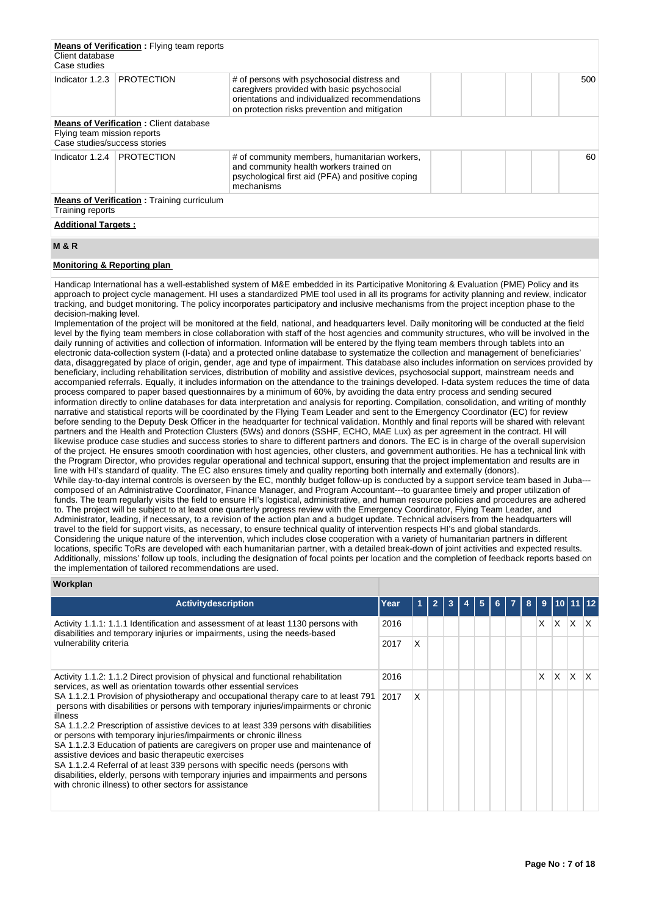**Means of Verification :** Flying team reports
Client database
Case studies

| | | | | | | | |
|---|---|---|---|---|---|---|---|
| Indicator 1.2.3 | PROTECTION | # of persons with psychosocial distress and caregivers provided with basic psychosocial orientations and individualized recommendations on protection risks prevention and mitigation | | | | | 500 |

**Means of Verification :** Client database
Flying team mission reports
Case studies/success stories

| | | | | | | | |
|---|---|---|---|---|---|---|---|
| Indicator 1.2.4 | PROTECTION | # of community members, humanitarian workers, and community health workers trained on psychological first aid (PFA) and positive coping mechanisms | | | | | 60 |

**Means of Verification :** Training curriculum
Training reports

**Additional Targets :**

## M & R

**Monitoring & Reporting plan**

Handicap International has a well-established system of M&E embedded in its Participative Monitoring & Evaluation (PME) Policy and its approach to project cycle management. HI uses a standardized PME tool used in all its programs for activity planning and review, indicator tracking, and budget monitoring. The policy incorporates participatory and inclusive mechanisms from the project inception phase to the decision-making level.
Implementation of the project will be monitored at the field, national, and headquarters level. Daily monitoring will be conducted at the field level by the flying team members in close collaboration with staff of the host agencies and community structures, who will be involved in the daily running of activities and collection of information. Information will be entered by the flying team members through tablets into an electronic data-collection system (I-data) and a protected online database to systematize the collection and management of beneficiaries' data, disaggregated by place of origin, gender, age and type of impairment. This database also includes information on services provided by beneficiary, including rehabilitation services, distribution of mobility and assistive devices, psychosocial support, mainstream needs and accompanied referrals. Equally, it includes information on the attendance to the trainings developed. I-data system reduces the time of data process compared to paper based questionnaires by a minimum of 60%, by avoiding the data entry process and sending secured information directly to online databases for data interpretation and analysis for reporting. Compilation, consolidation, and writing of monthly narrative and statistical reports will be coordinated by the Flying Team Leader and sent to the Emergency Coordinator (EC) for review before sending to the Deputy Desk Officer in the headquarter for technical validation. Monthly and final reports will be shared with relevant partners and the Health and Protection Clusters (5Ws) and donors (SSHF, ECHO, MAE Lux) as per agreement in the contract. HI will likewise produce case studies and success stories to share to different partners and donors. The EC is in charge of the overall supervision of the project. He ensures smooth coordination with host agencies, other clusters, and government authorities. He has a technical link with the Program Director, who provides regular operational and technical support, ensuring that the project implementation and results are in line with HI's standard of quality. The EC also ensures timely and quality reporting both internally and externally (donors).
While day-to-day internal controls is overseen by the EC, monthly budget follow-up is conducted by a support service team based in Juba---composed of an Administrative Coordinator, Finance Manager, and Program Accountant---to guarantee timely and proper utilization of funds. The team regularly visits the field to ensure HI's logistical, administrative, and human resource policies and procedures are adhered to. The project will be subject to at least one quarterly progress review with the Emergency Coordinator, Flying Team Leader, and Administrator, leading, if necessary, to a revision of the action plan and a budget update. Technical advisers from the headquarters will travel to the field for support visits, as necessary, to ensure technical quality of intervention respects HI's and global standards.
Considering the unique nature of the intervention, which includes close cooperation with a variety of humanitarian partners in different locations, specific ToRs are developed with each humanitarian partner, with a detailed break-down of joint activities and expected results. Additionally, missions' follow up tools, including the designation of focal points per location and the completion of feedback reports based on the implementation of tailored recommendations are used.

**Workplan**

| Activitydescription | Year | 1 | 2 | 3 | 4 | 5 | 6 | 7 | 8 | 9 | 10 | 11 | 12 |
|---|---|---|---|---|---|---|---|---|---|---|---|---|---|
| Activity 1.1.1: 1.1.1 Identification and assessment of at least 1130 persons with disabilities and temporary injuries or impairments, using the needs-based vulnerability criteria | 2016 | | | | | | | | | X | X | X | X |
| | 2017 | X | | | | | | | | | | | |
| Activity 1.1.2: 1.1.2 Direct provision of physical and functional rehabilitation services, as well as orientation towards other essential services<br>SA 1.1.2.1 Provision of physiotherapy and occupational therapy care to at least 791 persons with disabilities or persons with temporary injuries/impairments or chronic illness<br>SA 1.1.2.2 Prescription of assistive devices to at least 339 persons with disabilities or persons with temporary injuries/impairments or chronic illness<br>SA 1.1.2.3 Education of patients are caregivers on proper use and maintenance of assistive devices and basic therapeutic exercises<br>SA 1.1.2.4 Referral of at least 339 persons with specific needs (persons with disabilities, elderly, persons with temporary injuries and impairments and persons with chronic illness) to other sectors for assistance | 2016 | | | | | | | | | X | X | X | X |
| | 2017 | X | | | | | | | | | | | |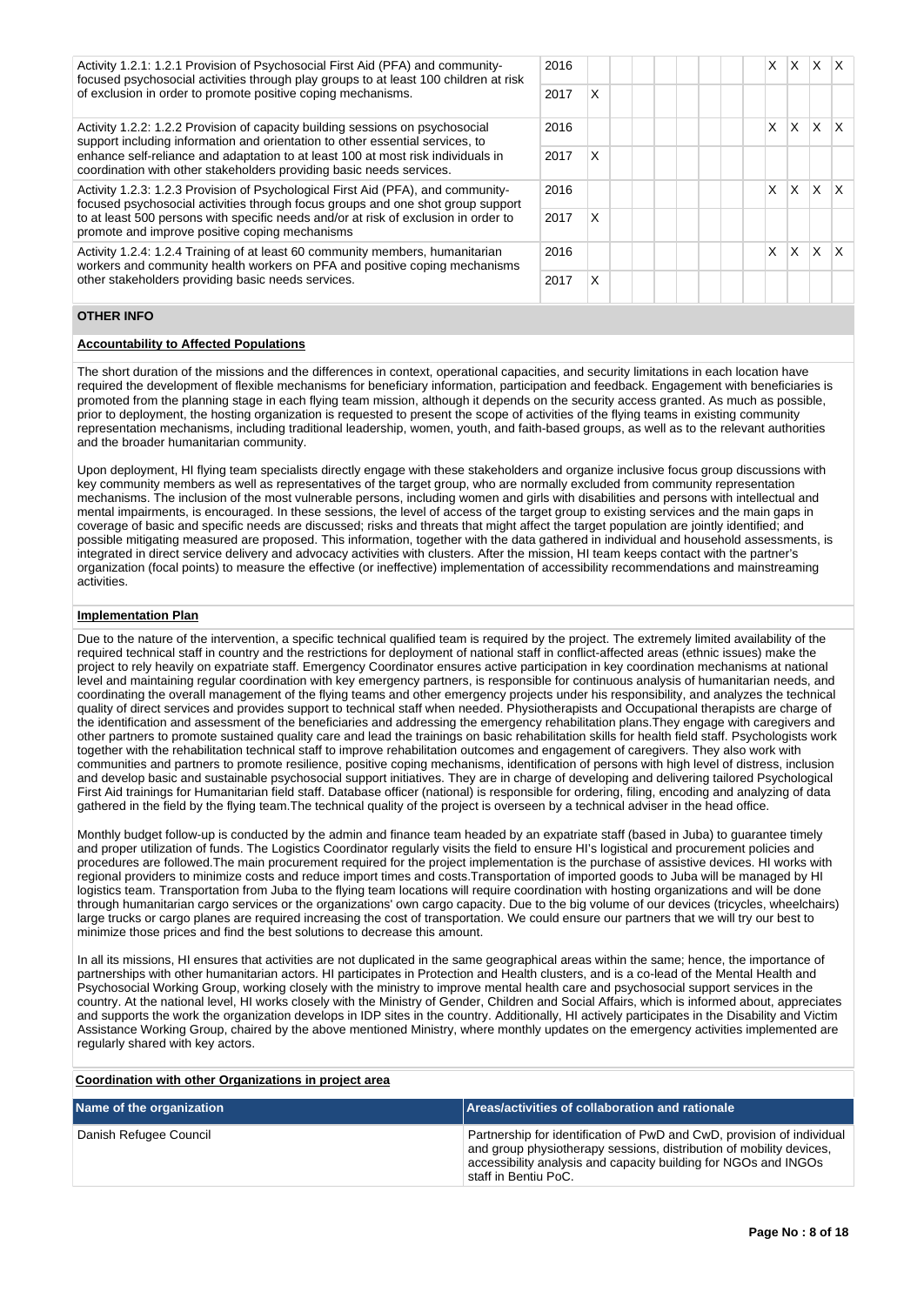| Activity | Year | 1 | 2 | 3 | 4 | 5 | 6 | 7 | 8 | 9 | 10 | 11 | 12 |
|---|---|---|---|---|---|---|---|---|---|---|---|---|---|
| Activity 1.2.1: 1.2.1 Provision of Psychosocial First Aid (PFA) and community-focused psychosocial activities through play groups to at least 100 children at risk of exclusion in order to promote positive coping mechanisms. | 2016 | | | | | | | | | X | X | X | X |
| | 2017 | X | | | | | | | | | | | |
| Activity 1.2.2: 1.2.2 Provision of capacity building sessions on psychosocial support including information and orientation to other essential services, to enhance self-reliance and adaptation to at least 100 at most risk individuals in coordination with other stakeholders providing basic needs services. | 2016 | | | | | | | | | X | X | X | X |
| | 2017 | X | | | | | | | | | | | |
| Activity 1.2.3: 1.2.3 Provision of Psychological First Aid (PFA), and community-focused psychosocial activities through focus groups and one shot group support to at least 500 persons with specific needs and/or at risk of exclusion in order to promote and improve positive coping mechanisms | 2016 | | | | | | | | | X | X | X | X |
| | 2017 | X | | | | | | | | | | | |
| Activity 1.2.4: 1.2.4 Training of at least 60 community members, humanitarian workers and community health workers on PFA and positive coping mechanisms other stakeholders providing basic needs services. | 2016 | | | | | | | | | X | X | X | X |
| | 2017 | X | | | | | | | | | | | |

## OTHER INFO

### Accountability to Affected Populations

The short duration of the missions and the differences in context, operational capacities, and security limitations in each location have required the development of flexible mechanisms for beneficiary information, participation and feedback. Engagement with beneficiaries is promoted from the planning stage in each flying team mission, although it depends on the security access granted. As much as possible, prior to deployment, the hosting organization is requested to present the scope of activities of the flying teams in existing community representation mechanisms, including traditional leadership, women, youth, and faith-based groups, as well as to the relevant authorities and the broader humanitarian community.

Upon deployment, HI flying team specialists directly engage with these stakeholders and organize inclusive focus group discussions with key community members as well as representatives of the target group, who are normally excluded from community representation mechanisms. The inclusion of the most vulnerable persons, including women and girls with disabilities and persons with intellectual and mental impairments, is encouraged. In these sessions, the level of access of the target group to existing services and the main gaps in coverage of basic and specific needs are discussed; risks and threats that might affect the target population are jointly identified; and possible mitigating measured are proposed. This information, together with the data gathered in individual and household assessments, is integrated in direct service delivery and advocacy activities with clusters. After the mission, HI team keeps contact with the partner's organization (focal points) to measure the effective (or ineffective) implementation of accessibility recommendations and mainstreaming activities.

### Implementation Plan

Due to the nature of the intervention, a specific technical qualified team is required by the project. The extremely limited availability of the required technical staff in country and the restrictions for deployment of national staff in conflict-affected areas (ethnic issues) make the project to rely heavily on expatriate staff. Emergency Coordinator ensures active participation in key coordination mechanisms at national level and maintaining regular coordination with key emergency partners, is responsible for continuous analysis of humanitarian needs, and coordinating the overall management of the flying teams and other emergency projects under his responsibility, and analyzes the technical quality of direct services and provides support to technical staff when needed. Physiotherapists and Occupational therapists are charge of the identification and assessment of the beneficiaries and addressing the emergency rehabilitation plans.They engage with caregivers and other partners to promote sustained quality care and lead the trainings on basic rehabilitation skills for health field staff. Psychologists work together with the rehabilitation technical staff to improve rehabilitation outcomes and engagement of caregivers. They also work with communities and partners to promote resilience, positive coping mechanisms, identification of persons with high level of distress, inclusion and develop basic and sustainable psychosocial support initiatives. They are in charge of developing and delivering tailored Psychological First Aid trainings for Humanitarian field staff. Database officer (national) is responsible for ordering, filing, encoding and analyzing of data gathered in the field by the flying team.The technical quality of the project is overseen by a technical adviser in the head office.

Monthly budget follow-up is conducted by the admin and finance team headed by an expatriate staff (based in Juba) to guarantee timely and proper utilization of funds. The Logistics Coordinator regularly visits the field to ensure HI's logistical and procurement policies and procedures are followed.The main procurement required for the project implementation is the purchase of assistive devices. HI works with regional providers to minimize costs and reduce import times and costs.Transportation of imported goods to Juba will be managed by HI logistics team. Transportation from Juba to the flying team locations will require coordination with hosting organizations and will be done through humanitarian cargo services or the organizations' own cargo capacity. Due to the big volume of our devices (tricycles, wheelchairs) large trucks or cargo planes are required increasing the cost of transportation. We could ensure our partners that we will try our best to minimize those prices and find the best solutions to decrease this amount.

In all its missions, HI ensures that activities are not duplicated in the same geographical areas within the same; hence, the importance of partnerships with other humanitarian actors. HI participates in Protection and Health clusters, and is a co-lead of the Mental Health and Psychosocial Working Group, working closely with the ministry to improve mental health care and psychosocial support services in the country. At the national level, HI works closely with the Ministry of Gender, Children and Social Affairs, which is informed about, appreciates and supports the work the organization develops in IDP sites in the country. Additionally, HI actively participates in the Disability and Victim Assistance Working Group, chaired by the above mentioned Ministry, where monthly updates on the emergency activities implemented are regularly shared with key actors.

### Coordination with other Organizations in project area

| Name of the organization | Areas/activities of collaboration and rationale |
|---|---|
| Danish Refugee Council | Partnership for identification of PwD and CwD, provision of individual and group physiotherapy sessions, distribution of mobility devices, accessibility analysis and capacity building for NGOs and INGOs staff in Bentiu PoC. |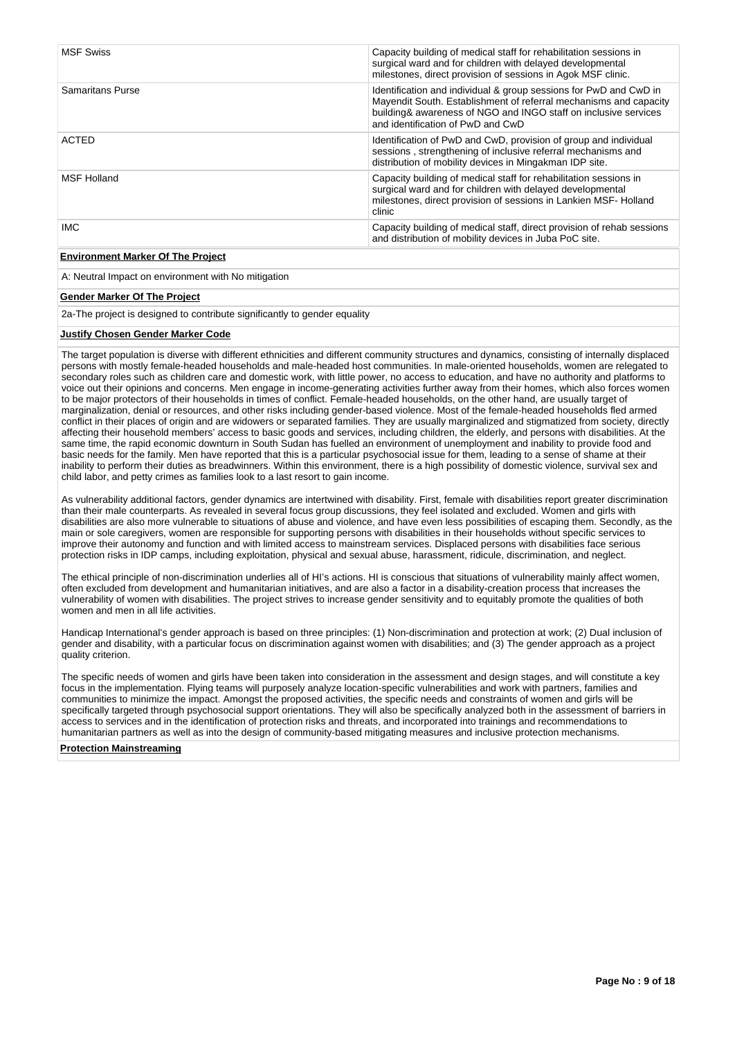| | |
|---|---|
| MSF Swiss | Capacity building of medical staff for rehabilitation sessions in surgical ward and for children with delayed developmental milestones, direct provision of sessions in Agok MSF clinic. |
| Samaritans Purse | Identification and individual & group sessions for PwD and CwD in Mayendit South. Establishment of referral mechanisms and capacity building& awareness of NGO and INGO staff on inclusive services and identification of PwD and CwD |
| ACTED | Identification of PwD and CwD, provision of group and individual sessions , strengthening of inclusive referral mechanisms and distribution of mobility devices in Mingakman IDP site. |
| MSF Holland | Capacity building of medical staff for rehabilitation sessions in surgical ward and for children with delayed developmental milestones, direct provision of sessions in Lankien MSF- Holland clinic |
| IMC | Capacity building of medical staff, direct provision of rehab sessions and distribution of mobility devices in Juba PoC site. |

**Environment Marker Of The Project**

A: Neutral Impact on environment with No mitigation

**Gender Marker Of The Project**

2a-The project is designed to contribute significantly to gender equality

**Justify Chosen Gender Marker Code**

The target population is diverse with different ethnicities and different community structures and dynamics, consisting of internally displaced persons with mostly female-headed households and male-headed host communities. In male-oriented households, women are relegated to secondary roles such as children care and domestic work, with little power, no access to education, and have no authority and platforms to voice out their opinions and concerns. Men engage in income-generating activities further away from their homes, which also forces women to be major protectors of their households in times of conflict. Female-headed households, on the other hand, are usually target of marginalization, denial or resources, and other risks including gender-based violence. Most of the female-headed households fled armed conflict in their places of origin and are widowers or separated families. They are usually marginalized and stigmatized from society, directly affecting their household members' access to basic goods and services, including children, the elderly, and persons with disabilities. At the same time, the rapid economic downturn in South Sudan has fuelled an environment of unemployment and inability to provide food and basic needs for the family. Men have reported that this is a particular psychosocial issue for them, leading to a sense of shame at their inability to perform their duties as breadwinners. Within this environment, there is a high possibility of domestic violence, survival sex and child labor, and petty crimes as families look to a last resort to gain income.

As vulnerability additional factors, gender dynamics are intertwined with disability. First, female with disabilities report greater discrimination than their male counterparts. As revealed in several focus group discussions, they feel isolated and excluded. Women and girls with disabilities are also more vulnerable to situations of abuse and violence, and have even less possibilities of escaping them. Secondly, as the main or sole caregivers, women are responsible for supporting persons with disabilities in their households without specific services to improve their autonomy and function and with limited access to mainstream services. Displaced persons with disabilities face serious protection risks in IDP camps, including exploitation, physical and sexual abuse, harassment, ridicule, discrimination, and neglect.

The ethical principle of non-discrimination underlies all of HI's actions. HI is conscious that situations of vulnerability mainly affect women, often excluded from development and humanitarian initiatives, and are also a factor in a disability-creation process that increases the vulnerability of women with disabilities. The project strives to increase gender sensitivity and to equitably promote the qualities of both women and men in all life activities.

Handicap International's gender approach is based on three principles: (1) Non-discrimination and protection at work; (2) Dual inclusion of gender and disability, with a particular focus on discrimination against women with disabilities; and (3) The gender approach as a project quality criterion.

The specific needs of women and girls have been taken into consideration in the assessment and design stages, and will constitute a key focus in the implementation. Flying teams will purposely analyze location-specific vulnerabilities and work with partners, families and communities to minimize the impact. Amongst the proposed activities, the specific needs and constraints of women and girls will be specifically targeted through psychosocial support orientations. They will also be specifically analyzed both in the assessment of barriers in access to services and in the identification of protection risks and threats, and incorporated into trainings and recommendations to humanitarian partners as well as into the design of community-based mitigating measures and inclusive protection mechanisms.

**Protection Mainstreaming**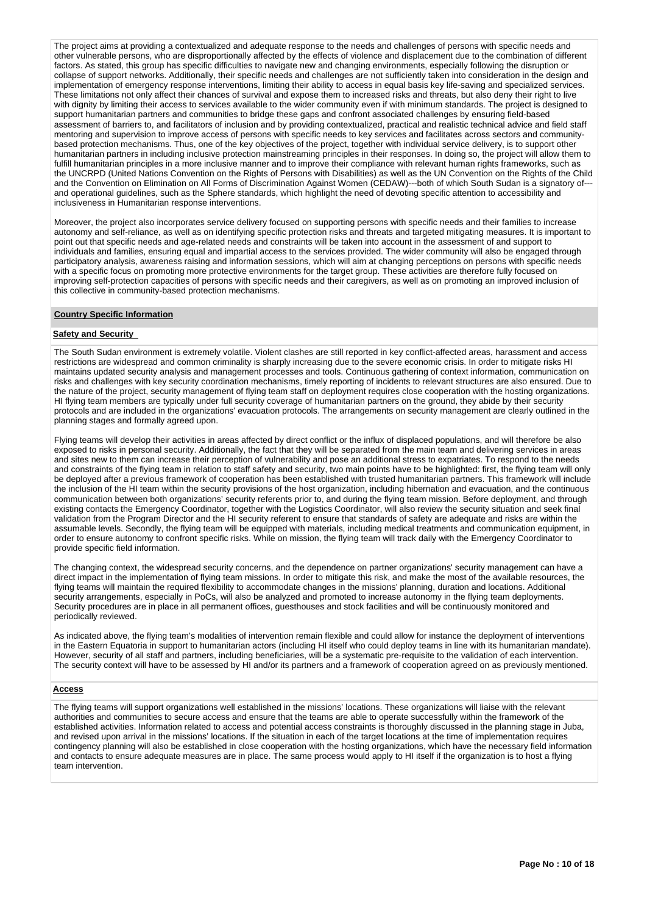The project aims at providing a contextualized and adequate response to the needs and challenges of persons with specific needs and other vulnerable persons, who are disproportionally affected by the effects of violence and displacement due to the combination of different factors. As stated, this group has specific difficulties to navigate new and changing environments, especially following the disruption or collapse of support networks. Additionally, their specific needs and challenges are not sufficiently taken into consideration in the design and implementation of emergency response interventions, limiting their ability to access in equal basis key life-saving and specialized services. These limitations not only affect their chances of survival and expose them to increased risks and threats, but also deny their right to live with dignity by limiting their access to services available to the wider community even if with minimum standards. The project is designed to support humanitarian partners and communities to bridge these gaps and confront associated challenges by ensuring field-based assessment of barriers to, and facilitators of inclusion and by providing contextualized, practical and realistic technical advice and field staff mentoring and supervision to improve access of persons with specific needs to key services and facilitates across sectors and community-based protection mechanisms. Thus, one of the key objectives of the project, together with individual service delivery, is to support other humanitarian partners in including inclusive protection mainstreaming principles in their responses. In doing so, the project will allow them to fulfill humanitarian principles in a more inclusive manner and to improve their compliance with relevant human rights frameworks, such as the UNCRPD (United Nations Convention on the Rights of Persons with Disabilities) as well as the UN Convention on the Rights of the Child and the Convention on Elimination on All Forms of Discrimination Against Women (CEDAW)---both of which South Sudan is a signatory of--- and operational guidelines, such as the Sphere standards, which highlight the need of devoting specific attention to accessibility and inclusiveness in Humanitarian response interventions.

Moreover, the project also incorporates service delivery focused on supporting persons with specific needs and their families to increase autonomy and self-reliance, as well as on identifying specific protection risks and threats and targeted mitigating measures. It is important to point out that specific needs and age-related needs and constraints will be taken into account in the assessment of and support to individuals and families, ensuring equal and impartial access to the services provided. The wider community will also be engaged through participatory analysis, awareness raising and information sessions, which will aim at changing perceptions on persons with specific needs with a specific focus on promoting more protective environments for the target group. These activities are therefore fully focused on improving self-protection capacities of persons with specific needs and their caregivers, as well as on promoting an improved inclusion of this collective in community-based protection mechanisms.

## Country Specific Information

### Safety and Security

The South Sudan environment is extremely volatile. Violent clashes are still reported in key conflict-affected areas, harassment and access restrictions are widespread and common criminality is sharply increasing due to the severe economic crisis. In order to mitigate risks HI maintains updated security analysis and management processes and tools. Continuous gathering of context information, communication on risks and challenges with key security coordination mechanisms, timely reporting of incidents to relevant structures are also ensured. Due to the nature of the project, security management of flying team staff on deployment requires close cooperation with the hosting organizations. HI flying team members are typically under full security coverage of humanitarian partners on the ground, they abide by their security protocols and are included in the organizations' evacuation protocols. The arrangements on security management are clearly outlined in the planning stages and formally agreed upon.

Flying teams will develop their activities in areas affected by direct conflict or the influx of displaced populations, and will therefore be also exposed to risks in personal security. Additionally, the fact that they will be separated from the main team and delivering services in areas and sites new to them can increase their perception of vulnerability and pose an additional stress to expatriates. To respond to the needs and constraints of the flying team in relation to staff safety and security, two main points have to be highlighted: first, the flying team will only be deployed after a previous framework of cooperation has been established with trusted humanitarian partners. This framework will include the inclusion of the HI team within the security provisions of the host organization, including hibernation and evacuation, and the continuous communication between both organizations' security referents prior to, and during the flying team mission. Before deployment, and through existing contacts the Emergency Coordinator, together with the Logistics Coordinator, will also review the security situation and seek final validation from the Program Director and the HI security referent to ensure that standards of safety are adequate and risks are within the assumable levels. Secondly, the flying team will be equipped with materials, including medical treatments and communication equipment, in order to ensure autonomy to confront specific risks. While on mission, the flying team will track daily with the Emergency Coordinator to provide specific field information.

The changing context, the widespread security concerns, and the dependence on partner organizations' security management can have a direct impact in the implementation of flying team missions. In order to mitigate this risk, and make the most of the available resources, the flying teams will maintain the required flexibility to accommodate changes in the missions' planning, duration and locations. Additional security arrangements, especially in PoCs, will also be analyzed and promoted to increase autonomy in the flying team deployments. Security procedures are in place in all permanent offices, guesthouses and stock facilities and will be continuously monitored and periodically reviewed.

As indicated above, the flying team's modalities of intervention remain flexible and could allow for instance the deployment of interventions in the Eastern Equatoria in support to humanitarian actors (including HI itself who could deploy teams in line with its humanitarian mandate). However, security of all staff and partners, including beneficiaries, will be a systematic pre-requisite to the validation of each intervention. The security context will have to be assessed by HI and/or its partners and a framework of cooperation agreed on as previously mentioned.

### Access

The flying teams will support organizations well established in the missions' locations. These organizations will liaise with the relevant authorities and communities to secure access and ensure that the teams are able to operate successfully within the framework of the established activities. Information related to access and potential access constraints is thoroughly discussed in the planning stage in Juba, and revised upon arrival in the missions' locations. If the situation in each of the target locations at the time of implementation requires contingency planning will also be established in close cooperation with the hosting organizations, which have the necessary field information and contacts to ensure adequate measures are in place. The same process would apply to HI itself if the organization is to host a flying team intervention.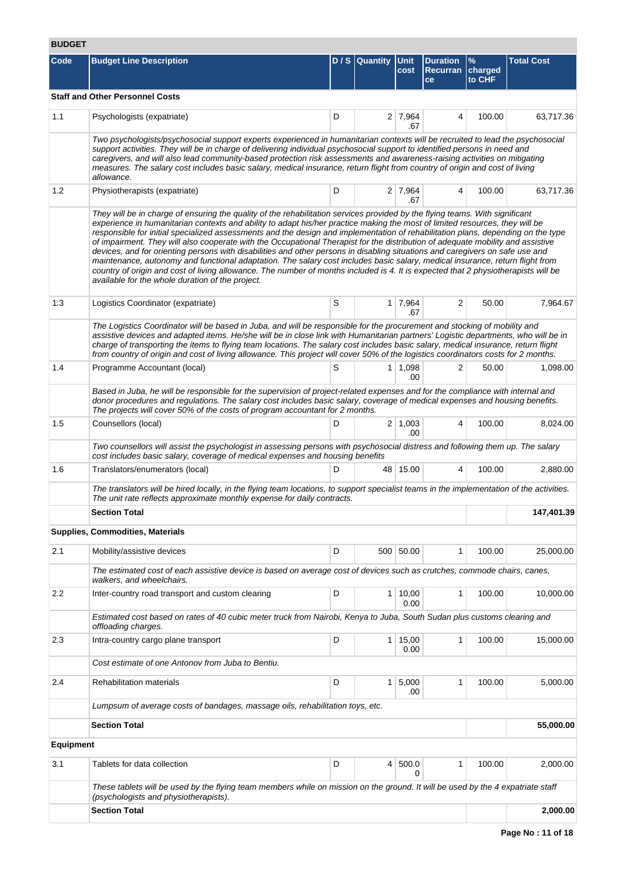## BUDGET

| Code | Budget Line Description | D / S | Quantity | Unit cost | Duration Recurrance | % charged to CHF | Total Cost |
|---|---|---|---|---|---|---|---|
| **Staff and Other Personnel Costs** | | | | | | | |
| 1.1 | Psychologists (expatriate) | D | 2 | 7,964.67 | 4 | 100.00 | 63,717.36 |
| | *Two psychologists/psychosocial support experts experienced in humanitarian contexts will be recruited to lead the psychosocial support activities. They will be in charge of delivering individual psychosocial support to identified persons in need and caregivers, and will also lead community-based protection risk assessments and awareness-raising activities on mitigating measures. The salary cost includes basic salary, medical insurance, return flight from country of origin and cost of living allowance.* | | | | | | |
| 1.2 | Physiotherapists (expatriate) | D | 2 | 7,964.67 | 4 | 100.00 | 63,717.36 |
| | *They will be in charge of ensuring the quality of the rehabilitation services provided by the flying teams. With significant experience in humanitarian contexts and ability to adapt his/her practice making the most of limited resources, they will be responsible for initial specialized assessments and the design and implementation of rehabilitation plans, depending on the type of impairment. They will also cooperate with the Occupational Therapist for the distribution of adequate mobility and assistive devices, and for orienting persons with disabilities and other persons in disabling situations and caregivers on safe use and maintenance, autonomy and functional adaptation. The salary cost includes basic salary, medical insurance, return flight from country of origin and cost of living allowance. The number of months included is 4. It is expected that 2 physiotherapists will be available for the whole duration of the project.* | | | | | | |
| 1.3 | Logistics Coordinator (expatriate) | S | 1 | 7,964.67 | 2 | 50.00 | 7,964.67 |
| | *The Logistics Coordinator will be based in Juba, and will be responsible for the procurement and stocking of mobility and assistive devices and adapted items. He/she will be in close link with Humanitarian partners' Logistic departments, who will be in charge of transporting the items to flying team locations. The salary cost includes basic salary, medical insurance, return flight from country of origin and cost of living allowance. This project will cover 50% of the logistics coordinators costs for 2 months.* | | | | | | |
| 1.4 | Programme Accountant (local) | S | 1 | 1,098.00 | 2 | 50.00 | 1,098.00 |
| | *Based in Juba, he will be responsible for the supervision of project-related expenses and for the compliance with internal and donor procedures and regulations. The salary cost includes basic salary, coverage of medical expenses and housing benefits. The projects will cover 50% of the costs of program accountant for 2 months.* | | | | | | |
| 1.5 | Counsellors (local) | D | 2 | 1,003.00 | 4 | 100.00 | 8,024.00 |
| | *Two counsellors will assist the psychologist in assessing persons with psychosocial distress and following them up. The salary cost includes basic salary, coverage of medical expenses and housing benefits* | | | | | | |
| 1.6 | Translators/enumerators (local) | D | 48 | 15.00 | 4 | 100.00 | 2,880.00 |
| | *The translators will be hired locally, in the flying team locations, to support specialist teams in the implementation of the activities. The unit rate reflects approximate monthly expense for daily contracts.* | | | | | | |
| | **Section Total** | | | | | | **147,401.39** |
| **Supplies, Commodities, Materials** | | | | | | | |
| 2.1 | Mobility/assistive devices | D | 500 | 50.00 | 1 | 100.00 | 25,000.00 |
| | *The estimated cost of each assistive device is based on average cost of devices such as crutches, commode chairs, canes, walkers, and wheelchairs.* | | | | | | |
| 2.2 | Inter-country road transport and custom clearing | D | 1 | 10,000.00 | 1 | 100.00 | 10,000.00 |
| | *Estimated cost based on rates of 40 cubic meter truck from Nairobi, Kenya to Juba, South Sudan plus customs clearing and offloading charges.* | | | | | | |
| 2.3 | Intra-country cargo plane transport | D | 1 | 15,000.00 | 1 | 100.00 | 15,000.00 |
| | *Cost estimate of one Antonov from Juba to Bentiu.* | | | | | | |
| 2.4 | Rehabilitation materials | D | 1 | 5,000.00 | 1 | 100.00 | 5,000.00 |
| | *Lumpsum of average costs of bandages, massage oils, rehabilitation toys, etc.* | | | | | | |
| | **Section Total** | | | | | | **55,000.00** |
| **Equipment** | | | | | | | |
| 3.1 | Tablets for data collection | D | 4 | 500.00 | 1 | 100.00 | 2,000.00 |
| | *These tablets will be used by the flying team members while on mission on the ground. It will be used by the 4 expatriate staff (psychologists and physiotherapists).* | | | | | | |
| | **Section Total** | | | | | | **2,000.00** |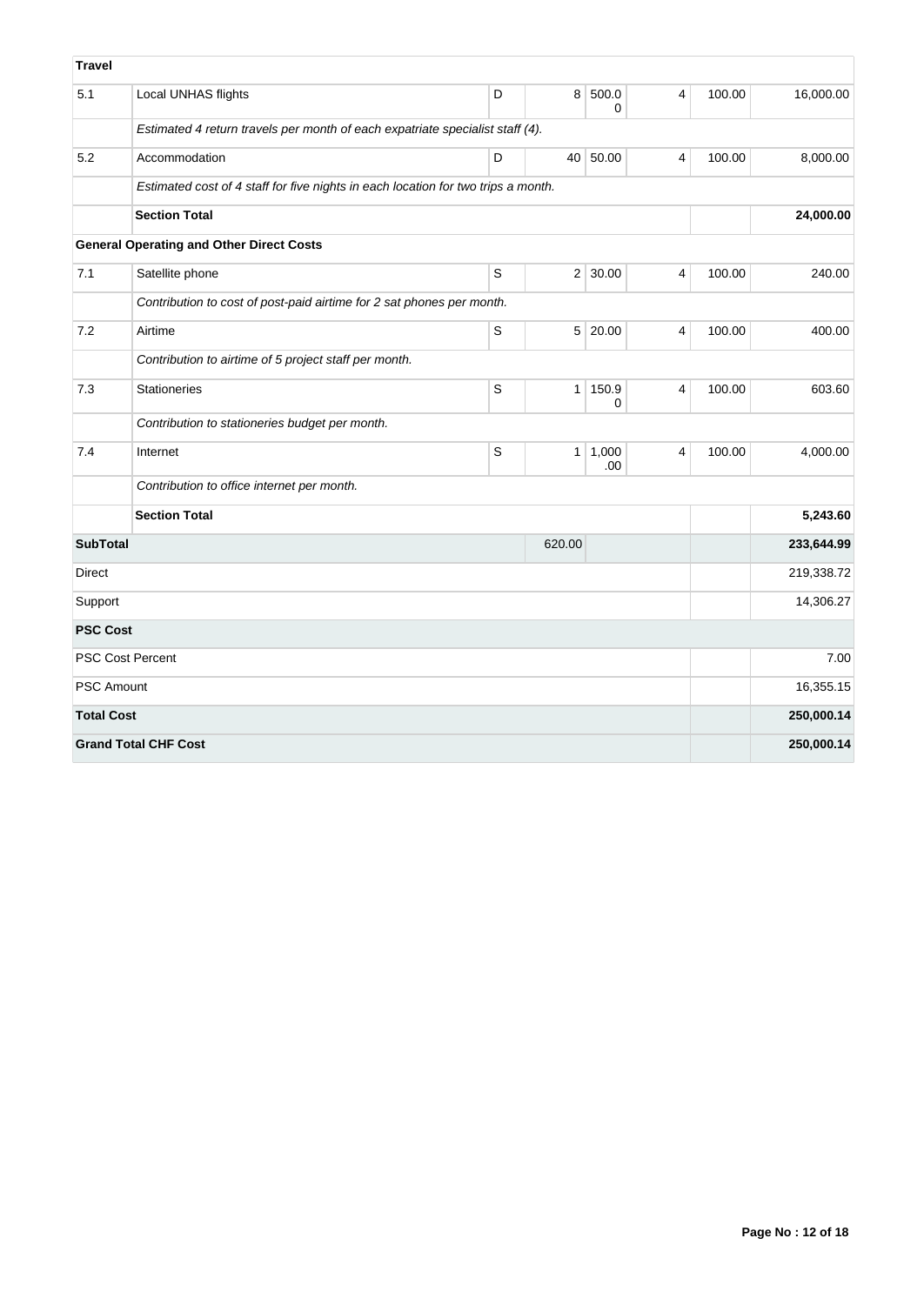| | | | | | | | |
|---|---|---|---|---|---|---|---|
| **Travel** | | | | | | | |
| 5.1 | Local UNHAS flights | D | 8 | 500.00 | 4 | 100.00 | 16,000.00 |
| | *Estimated 4 return travels per month of each expatriate specialist staff (4).* | | | | | | |
| 5.2 | Accommodation | D | 40 | 50.00 | 4 | 100.00 | 8,000.00 |
| | *Estimated cost of 4 staff for five nights in each location for two trips a month.* | | | | | | |
| | **Section Total** | | | | | | **24,000.00** |
| | **General Operating and Other Direct Costs** | | | | | | |
| 7.1 | Satellite phone | S | 2 | 30.00 | 4 | 100.00 | 240.00 |
| | *Contribution to cost of post-paid airtime for 2 sat phones per month.* | | | | | | |
| 7.2 | Airtime | S | 5 | 20.00 | 4 | 100.00 | 400.00 |
| | *Contribution to airtime of 5 project staff per month.* | | | | | | |
| 7.3 | Stationeries | S | 1 | 150.90 | 4 | 100.00 | 603.60 |
| | *Contribution to stationeries budget per month.* | | | | | | |
| 7.4 | Internet | S | 1 | 1,000.00 | 4 | 100.00 | 4,000.00 |
| | *Contribution to office internet per month.* | | | | | | |
| | **Section Total** | | | | | | **5,243.60** |
| **SubTotal** | | | 620.00 | | | | **233,644.99** |
| Direct | | | | | | | 219,338.72 |
| Support | | | | | | | 14,306.27 |
| **PSC Cost** | | | | | | | |
| PSC Cost Percent | | | | | | | 7.00 |
| PSC Amount | | | | | | | 16,355.15 |
| **Total Cost** | | | | | | | **250,000.14** |
| **Grand Total CHF Cost** | | | | | | | **250,000.14** |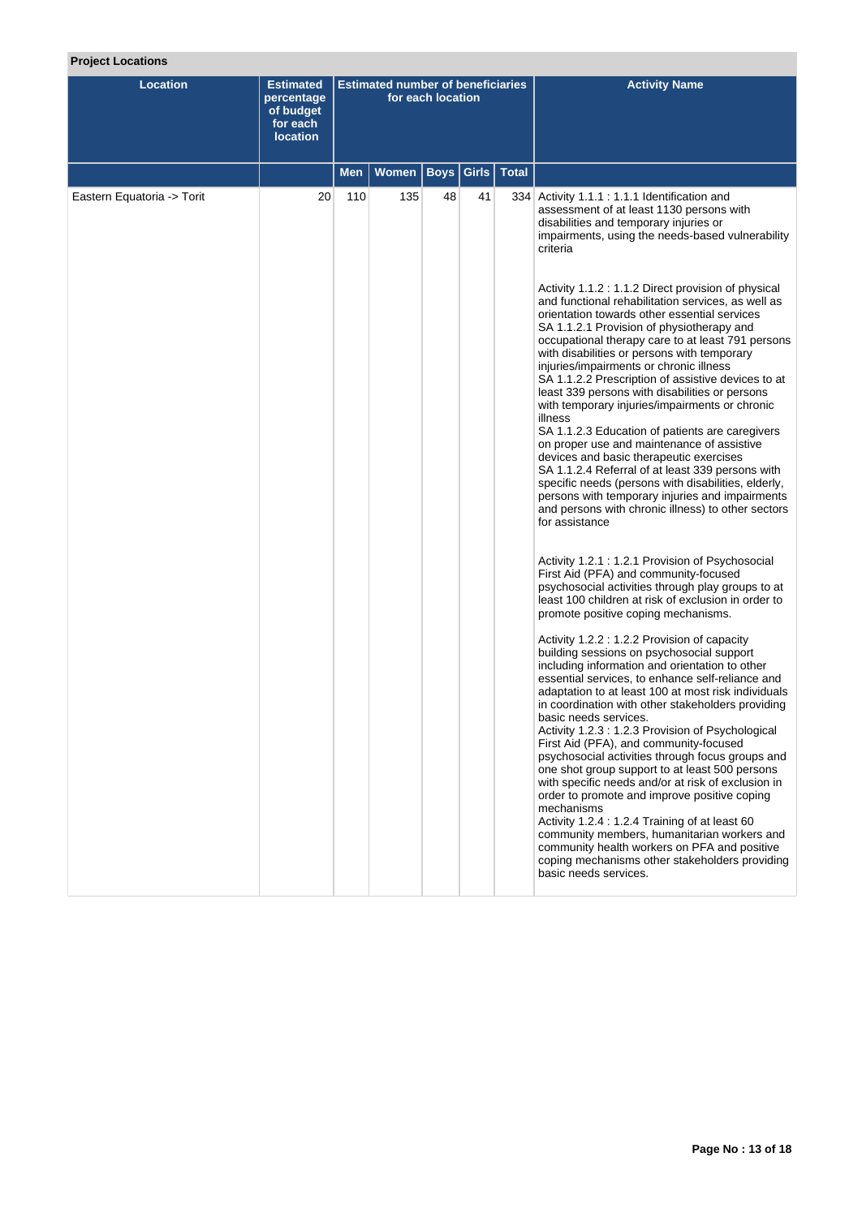**Project Locations**

| Location | Estimated percentage of budget for each location | Estimated number of beneficiaries for each location | | | | | Activity Name |
|---|---|---|---|---|---|---|---|
| | | Men | Women | Boys | Girls | Total | |
| Eastern Equatoria -> Torit | 20 | 110 | 135 | 48 | 41 | 334 | Activity 1.1.1 : 1.1.1 Identification and assessment of at least 1130 persons with disabilities and temporary injuries or impairments, using the needs-based vulnerability criteria<br><br>Activity 1.1.2 : 1.1.2 Direct provision of physical and functional rehabilitation services, as well as orientation towards other essential services<br>SA 1.1.2.1 Provision of physiotherapy and occupational therapy care to at least 791 persons with disabilities or persons with temporary injuries/impairments or chronic illness<br>SA 1.1.2.2 Prescription of assistive devices to at least 339 persons with disabilities or persons with temporary injuries/impairments or chronic illness<br>SA 1.1.2.3 Education of patients are caregivers on proper use and maintenance of assistive devices and basic therapeutic exercises<br>SA 1.1.2.4 Referral of at least 339 persons with specific needs (persons with disabilities, elderly, persons with temporary injuries and impairments and persons with chronic illness) to other sectors for assistance<br><br>Activity 1.2.1 : 1.2.1 Provision of Psychosocial First Aid (PFA) and community-focused psychosocial activities through play groups to at least 100 children at risk of exclusion in order to promote positive coping mechanisms.<br><br>Activity 1.2.2 : 1.2.2 Provision of capacity building sessions on psychosocial support including information and orientation to other essential services, to enhance self-reliance and adaptation to at least 100 at most risk individuals in coordination with other stakeholders providing basic needs services.<br>Activity 1.2.3 : 1.2.3 Provision of Psychological First Aid (PFA), and community-focused psychosocial activities through focus groups and one shot group support to at least 500 persons with specific needs and/or at risk of exclusion in order to promote and improve positive coping mechanisms<br>Activity 1.2.4 : 1.2.4 Training of at least 60 community members, humanitarian workers and community health workers on PFA and positive coping mechanisms other stakeholders providing basic needs services. |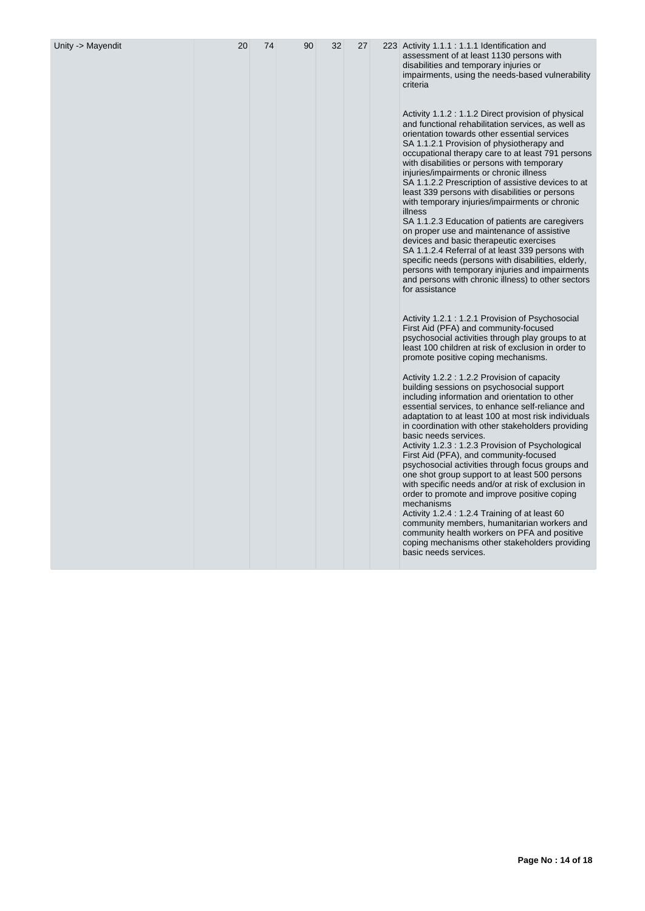| | | | | | | | |
|---|---|---|---|---|---|---|---|
| Unity -> Mayendit | 20 | 74 | 90 | 32 | 27 | 223 | Activity 1.1.1 : 1.1.1 Identification and assessment of at least 1130 persons with disabilities and temporary injuries or impairments, using the needs-based vulnerability criteria<br><br>Activity 1.1.2 : 1.1.2 Direct provision of physical and functional rehabilitation services, as well as orientation towards other essential services<br>SA 1.1.2.1 Provision of physiotherapy and occupational therapy care to at least 791 persons with disabilities or persons with temporary injuries/impairments or chronic illness<br>SA 1.1.2.2 Prescription of assistive devices to at least 339 persons with disabilities or persons with temporary injuries/impairments or chronic illness<br>SA 1.1.2.3 Education of patients are caregivers on proper use and maintenance of assistive devices and basic therapeutic exercises<br>SA 1.1.2.4 Referral of at least 339 persons with specific needs (persons with disabilities, elderly, persons with temporary injuries and impairments and persons with chronic illness) to other sectors for assistance<br><br>Activity 1.2.1 : 1.2.1 Provision of Psychosocial First Aid (PFA) and community-focused psychosocial activities through play groups to at least 100 children at risk of exclusion in order to promote positive coping mechanisms.<br><br>Activity 1.2.2 : 1.2.2 Provision of capacity building sessions on psychosocial support including information and orientation to other essential services, to enhance self-reliance and adaptation to at least 100 at most risk individuals in coordination with other stakeholders providing basic needs services.<br>Activity 1.2.3 : 1.2.3 Provision of Psychological First Aid (PFA), and community-focused psychosocial activities through focus groups and one shot group support to at least 500 persons with specific needs and/or at risk of exclusion in order to promote and improve positive coping mechanisms<br>Activity 1.2.4 : 1.2.4 Training of at least 60 community members, humanitarian workers and community health workers on PFA and positive coping mechanisms other stakeholders providing basic needs services. |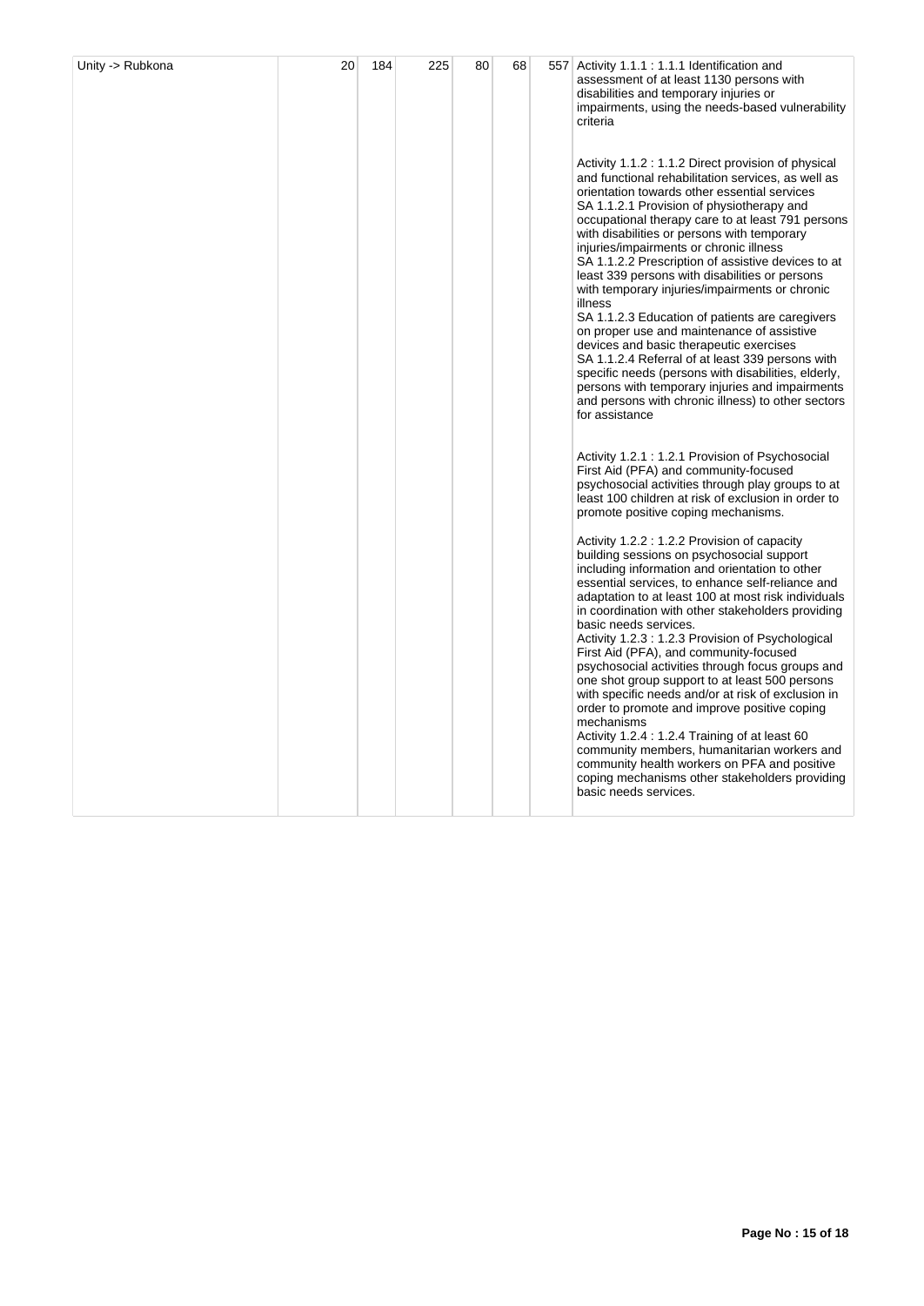| | | | | | | | |
|---|---|---|---|---|---|---|---|
| Unity -> Rubkona | 20 | 184 | 225 | 80 | 68 | 557 | Activity 1.1.1 : 1.1.1 Identification and assessment of at least 1130 persons with disabilities and temporary injuries or impairments, using the needs-based vulnerability criteria<br><br>Activity 1.1.2 : 1.1.2 Direct provision of physical and functional rehabilitation services, as well as orientation towards other essential services<br>SA 1.1.2.1 Provision of physiotherapy and occupational therapy care to at least 791 persons with disabilities or persons with temporary injuries/impairments or chronic illness<br>SA 1.1.2.2 Prescription of assistive devices to at least 339 persons with disabilities or persons with temporary injuries/impairments or chronic illness<br>SA 1.1.2.3 Education of patients are caregivers on proper use and maintenance of assistive devices and basic therapeutic exercises<br>SA 1.1.2.4 Referral of at least 339 persons with specific needs (persons with disabilities, elderly, persons with temporary injuries and impairments and persons with chronic illness) to other sectors for assistance<br><br>Activity 1.2.1 : 1.2.1 Provision of Psychosocial First Aid (PFA) and community-focused psychosocial activities through play groups to at least 100 children at risk of exclusion in order to promote positive coping mechanisms.<br><br>Activity 1.2.2 : 1.2.2 Provision of capacity building sessions on psychosocial support including information and orientation to other essential services, to enhance self-reliance and adaptation to at least 100 at most risk individuals in coordination with other stakeholders providing basic needs services.<br>Activity 1.2.3 : 1.2.3 Provision of Psychological First Aid (PFA), and community-focused psychosocial activities through focus groups and one shot group support to at least 500 persons with specific needs and/or at risk of exclusion in order to promote and improve positive coping mechanisms<br>Activity 1.2.4 : 1.2.4 Training of at least 60 community members, humanitarian workers and community health workers on PFA and positive coping mechanisms other stakeholders providing basic needs services. |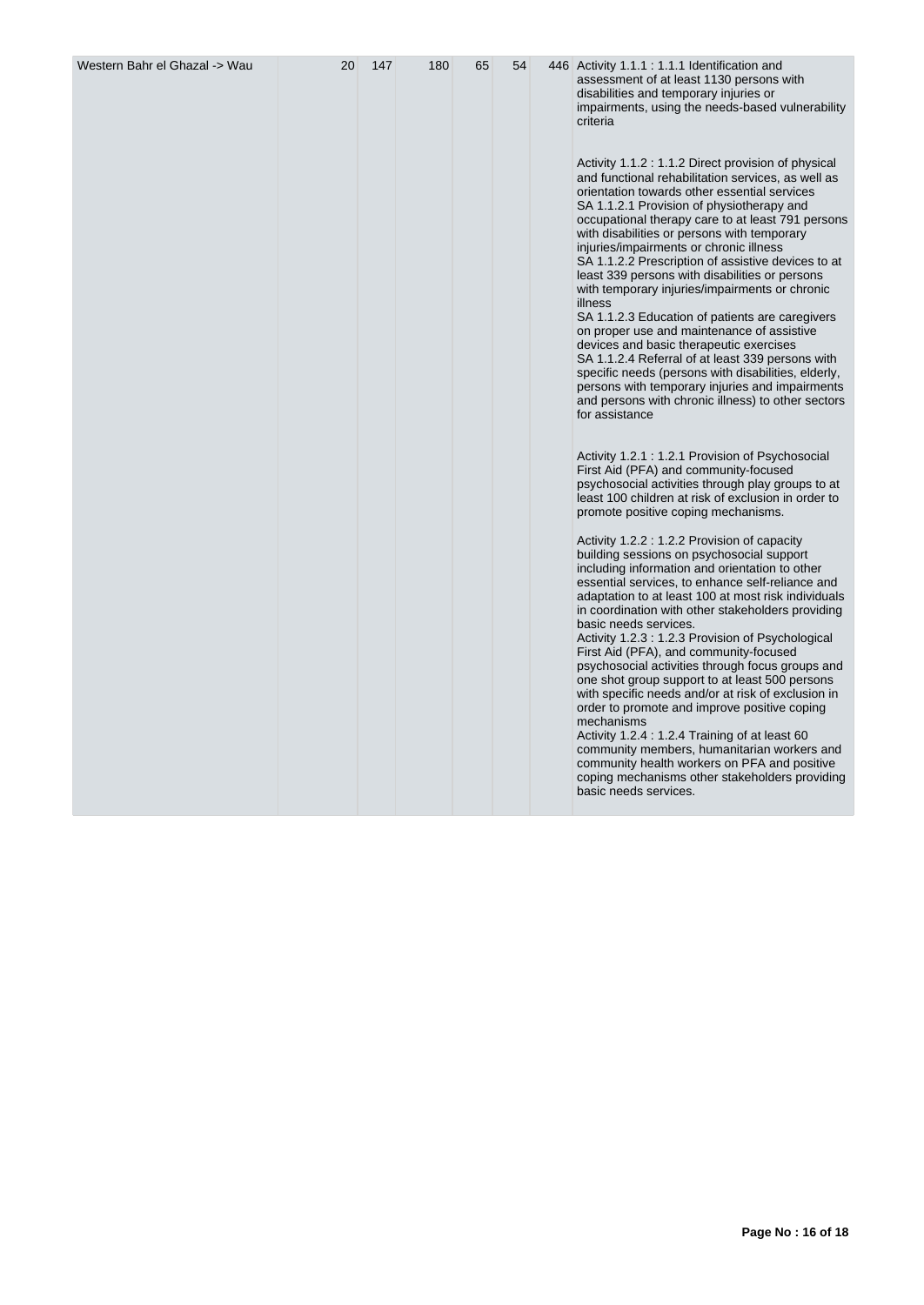| | | | | | | | |
|---|---|---|---|---|---|---|---|
| Western Bahr el Ghazal -> Wau | 20 | 147 | 180 | 65 | 54 | 446 | Activity 1.1.1 : 1.1.1 Identification and assessment of at least 1130 persons with disabilities and temporary injuries or impairments, using the needs-based vulnerability criteria<br><br>Activity 1.1.2 : 1.1.2 Direct provision of physical and functional rehabilitation services, as well as orientation towards other essential services<br>SA 1.1.2.1 Provision of physiotherapy and occupational therapy care to at least 791 persons with disabilities or persons with temporary injuries/impairments or chronic illness<br>SA 1.1.2.2 Prescription of assistive devices to at least 339 persons with disabilities or persons with temporary injuries/impairments or chronic illness<br>SA 1.1.2.3 Education of patients are caregivers on proper use and maintenance of assistive devices and basic therapeutic exercises<br>SA 1.1.2.4 Referral of at least 339 persons with specific needs (persons with disabilities, elderly, persons with temporary injuries and impairments and persons with chronic illness) to other sectors for assistance<br><br>Activity 1.2.1 : 1.2.1 Provision of Psychosocial First Aid (PFA) and community-focused psychosocial activities through play groups to at least 100 children at risk of exclusion in order to promote positive coping mechanisms.<br><br>Activity 1.2.2 : 1.2.2 Provision of capacity building sessions on psychosocial support including information and orientation to other essential services, to enhance self-reliance and adaptation to at least 100 at most risk individuals in coordination with other stakeholders providing basic needs services.<br>Activity 1.2.3 : 1.2.3 Provision of Psychological First Aid (PFA), and community-focused psychosocial activities through focus groups and one shot group support to at least 500 persons with specific needs and/or at risk of exclusion in order to promote and improve positive coping mechanisms<br>Activity 1.2.4 : 1.2.4 Training of at least 60 community members, humanitarian workers and community health workers on PFA and positive coping mechanisms other stakeholders providing basic needs services. |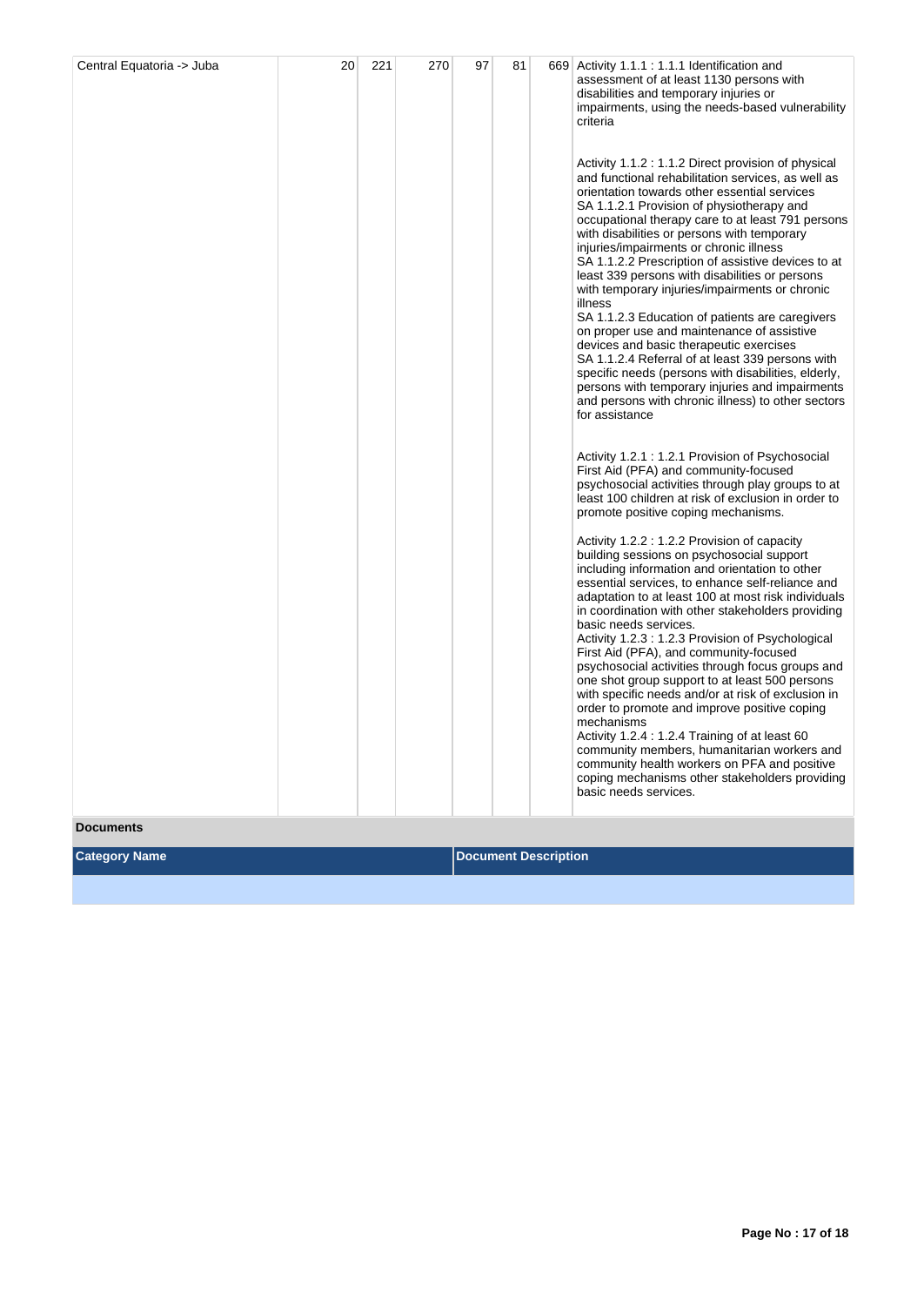| | | | | | | | |
|---|---|---|---|---|---|---|---|
| Central Equatoria -> Juba | 20 | 221 | 270 | 97 | 81 | 669 | Activity 1.1.1 : 1.1.1 Identification and assessment of at least 1130 persons with disabilities and temporary injuries or impairments, using the needs-based vulnerability criteria<br><br>Activity 1.1.2 : 1.1.2 Direct provision of physical and functional rehabilitation services, as well as orientation towards other essential services<br>SA 1.1.2.1 Provision of physiotherapy and occupational therapy care to at least 791 persons with disabilities or persons with temporary injuries/impairments or chronic illness<br>SA 1.1.2.2 Prescription of assistive devices to at least 339 persons with disabilities or persons with temporary injuries/impairments or chronic illness<br>SA 1.1.2.3 Education of patients are caregivers on proper use and maintenance of assistive devices and basic therapeutic exercises<br>SA 1.1.2.4 Referral of at least 339 persons with specific needs (persons with disabilities, elderly, persons with temporary injuries and impairments and persons with chronic illness) to other sectors for assistance<br><br>Activity 1.2.1 : 1.2.1 Provision of Psychosocial First Aid (PFA) and community-focused psychosocial activities through play groups to at least 100 children at risk of exclusion in order to promote positive coping mechanisms.<br><br>Activity 1.2.2 : 1.2.2 Provision of capacity building sessions on psychosocial support including information and orientation to other essential services, to enhance self-reliance and adaptation to at least 100 at most risk individuals in coordination with other stakeholders providing basic needs services.<br>Activity 1.2.3 : 1.2.3 Provision of Psychological First Aid (PFA), and community-focused psychosocial activities through focus groups and one shot group support to at least 500 persons with specific needs and/or at risk of exclusion in order to promote and improve positive coping mechanisms<br>Activity 1.2.4 : 1.2.4 Training of at least 60 community members, humanitarian workers and community health workers on PFA and positive coping mechanisms other stakeholders providing basic needs services. |

**Documents**

| Category Name | Document Description |
|---|---|
| | |